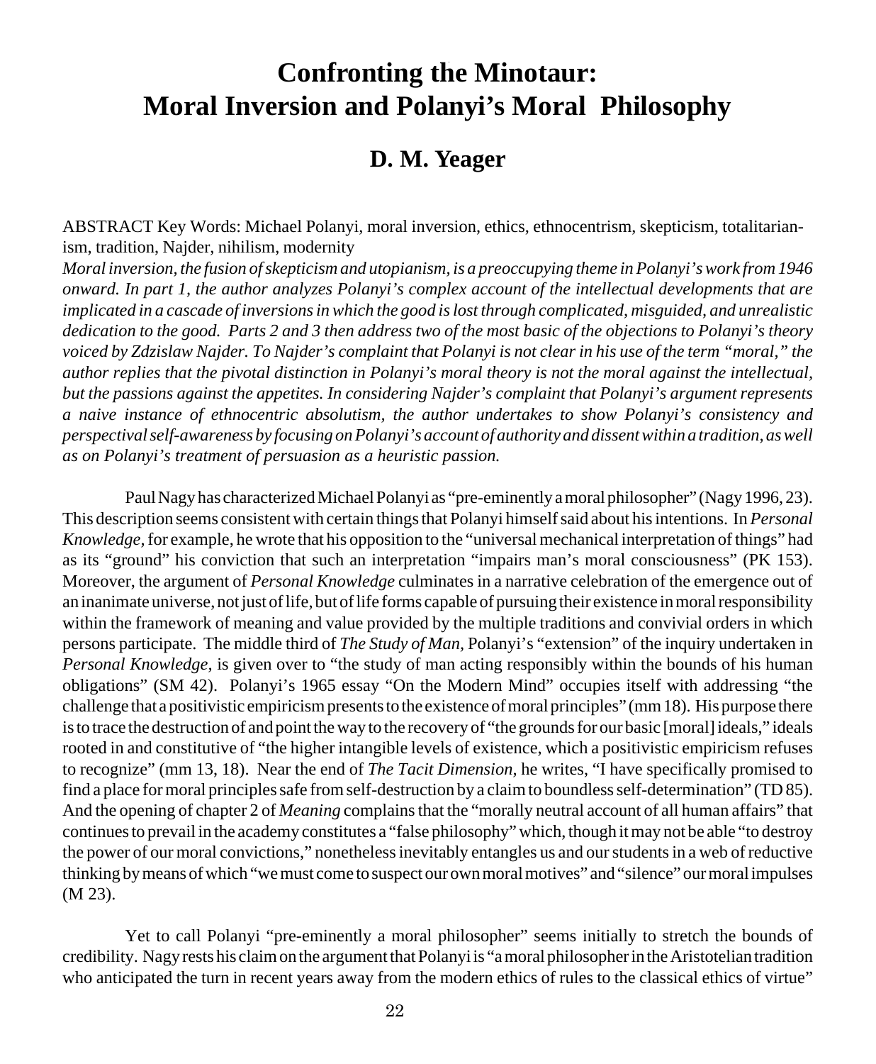# Confronting the Minotaur: Moral Inversion and Polanyi's Moral Philosophy

## D. M. Yeager

ABSTRACT Key Words: Michael Polanyi, moral inversion, ethics, ethnocentrism, skepticism, totalitarianism, tradition, Najder, nihilism, modernity

*Moral inversion, the fusion of skepticism and utopianism, is a preoccupying theme in Polanyi's work from 1946 onward. In part 1, the author analyzes Polanyi's complex account of the intellectual developments that are implicated in a cascade of inversions in which the good is lost through complicated, misguided, and unrealistic dedication to the good. Parts 2 and 3 then address two of the most basic of the objections to Polanyi's theory voiced by Zdzislaw Najder. To Najder's complaint that Polanyi is not clear in his use of the term "moral," the author replies that the pivotal distinction in Polanyi's moral theory is not the moral against the intellectual, but the passions against the appetites. In considering Najder's complaint that Polanyi's argument represents a naive instance of ethnocentric absolutism, the author undertakes to show Polanyi's consistency and perspectival self-awareness by focusing on Polanyi's account of authority and dissent within a tradition, as well as on Polanyi's treatment of persuasion as a heuristic passion.*

Paul Nagy has characterized Michael Polanyi as "pre-eminently a moral philosopher" (Nagy 1996, 23). This description seems consistent with certain things that Polanyi himself said about his intentions. In *Personal Knowledge*, for example, he wrote that his opposition to the "universal mechanical interpretation of things" had as its "ground" his conviction that such an interpretation "impairs man's moral consciousness" (PK 153). Moreover, the argument of *Personal Knowledge* culminates in a narrative celebration of the emergence out of an inanimate universe, not just of life, but of life forms capable of pursuing their existence in moral responsibility within the framework of meaning and value provided by the multiple traditions and convivial orders in which persons participate. The middle third of *The Study of Man,* Polanyi's "extension" of the inquiry undertaken in *Personal Knowledge,* is given over to "the study of man acting responsibly within the bounds of his human obligations" (SM 42). Polanyi's 1965 essay "On the Modern Mind" occupies itself with addressing "the challenge that a positivistic empiricism presents to the existence of moral principles" (mm 18). His purpose there is to trace the destruction of and point the way to the recovery of "the grounds for our basic [moral] ideals," ideals rooted in and constitutive of "the higher intangible levels of existence, which a positivistic empiricism refuses to recognize" (mm 13, 18). Near the end of *The Tacit Dimension,* he writes, "I have specifically promised to find a place for moral principles safe from self-destruction by a claim to boundless self-determination" (TD 85). And the opening of chapter 2 of *Meaning* complains that the "morally neutral account of all human affairs" that continues to prevail in the academy constitutes a "false philosophy" which, though it may not be able "to destroy the power of our moral convictions," nonetheless inevitably entangles us and our students in a web of reductive thinking by means of which "we must come to suspect our own moral motives" and "silence" our moral impulses (M 23).

Yet to call Polanyi "pre-eminently a moral philosopher" seems initially to stretch the bounds of credibility. Nagy rests his claim on the argument that Polanyi is "a moral philosopher in the Aristotelian tradition who anticipated the turn in recent years away from the modern ethics of rules to the classical ethics of virtue"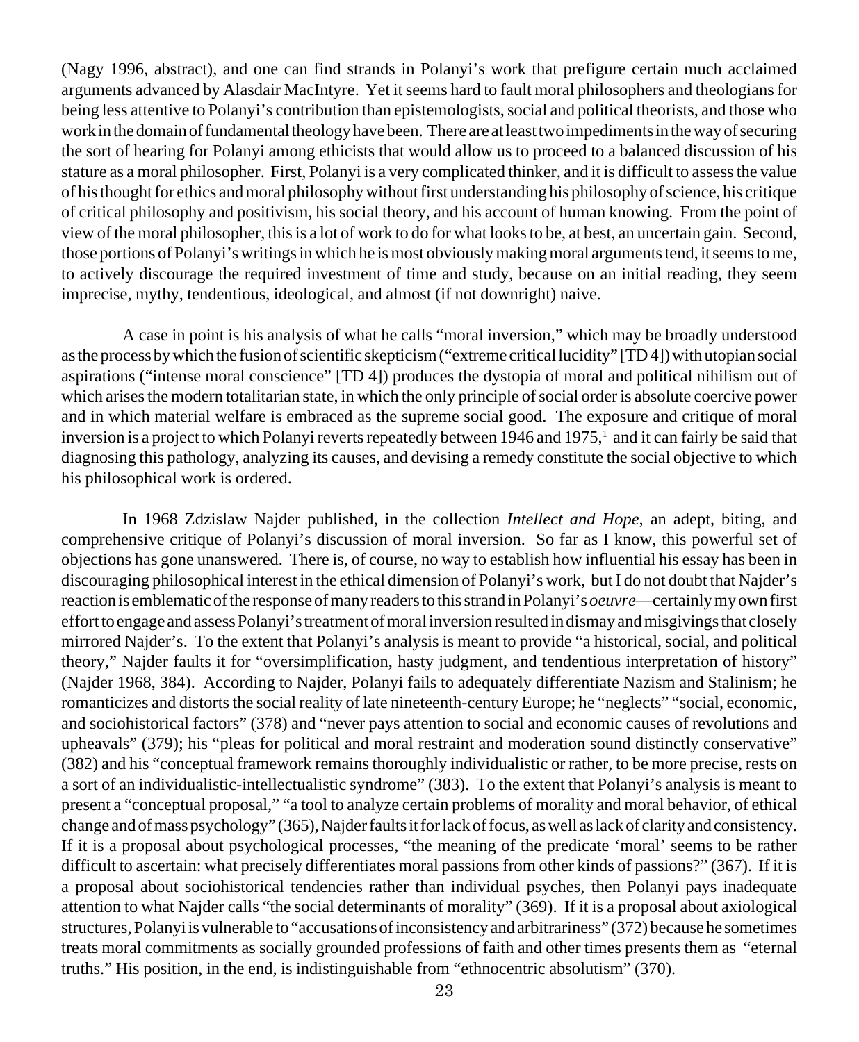(Nagy 1996, abstract), and one can find strands in Polanyi's work that prefigure certain much acclaimed arguments advanced by Alasdair MacIntyre. Yet it seems hard to fault moral philosophers and theologians for being less attentive to Polanyi's contribution than epistemologists, social and political theorists, and those who work in the domain of fundamental theology have been. There are at least two impediments in the way of securing the sort of hearing for Polanyi among ethicists that would allow us to proceed to a balanced discussion of his stature as a moral philosopher. First, Polanyi is a very complicated thinker, and it is difficult to assess the value of his thought for ethics and moral philosophy without first understanding his philosophy of science, his critique of critical philosophy and positivism, his social theory, and his account of human knowing. From the point of view of the moral philosopher, this is a lot of work to do for what looks to be, at best, an uncertain gain. Second, those portions of Polanyi's writings in which he is most obviously making moral arguments tend, it seems to me, to actively discourage the required investment of time and study, because on an initial reading, they seem imprecise, mythy, tendentious, ideological, and almost (if not downright) naive.

A case in point is his analysis of what he calls "moral inversion," which may be broadly understood as the process by which the fusion of scientific skepticism ("extreme critical lucidity" [TD 4]) with utopian social aspirations ("intense moral conscience" [TD 4]) produces the dystopia of moral and political nihilism out of which arises the modern totalitarian state, in which the only principle of social order is absolute coercive power and in which material welfare is embraced as the supreme social good. The exposure and critique of moral inversion is a project to which Polanyi reverts repeatedly between 1946 and 1975,[1] and it can fairly be said that diagnosing this pathology, analyzing its causes, and devising a remedy constitute the social objective to which his philosophical work is ordered.

In 1968 Zdzislaw Najder published, in the collection *Intellect and Hope*, an adept, biting, and comprehensive critique of Polanyi's discussion of moral inversion. So far as I know, this powerful set of objections has gone unanswered. There is, of course, no way to establish how influential his essay has been in discouraging philosophical interest in the ethical dimension of Polanyi's work, but I do not doubt that Najder's reaction is emblematic of the response of many readers to this strand in Polanyi's *oeuvre*—certainly my own first effort to engage and assess Polanyi's treatment of moral inversion resulted in dismay and misgivings that closely mirrored Najder's. To the extent that Polanyi's analysis is meant to provide "a historical, social, and political theory," Najder faults it for "oversimplification, hasty judgment, and tendentious interpretation of history" (Najder 1968, 384). According to Najder, Polanyi fails to adequately differentiate Nazism and Stalinism; he romanticizes and distorts the social reality of late nineteenth-century Europe; he "neglects" "social, economic, and sociohistorical factors" (378) and "never pays attention to social and economic causes of revolutions and upheavals" (379); his "pleas for political and moral restraint and moderation sound distinctly conservative" (382) and his "conceptual framework remains thoroughly individualistic or rather, to be more precise, rests on a sort of an individualistic-intellectualistic syndrome" (383). To the extent that Polanyi's analysis is meant to present a "conceptual proposal," "a tool to analyze certain problems of morality and moral behavior, of ethical change and of mass psychology" (365), Najder faults it for lack of focus, as well as lack of clarity and consistency. If it is a proposal about psychological processes, "the meaning of the predicate 'moral' seems to be rather difficult to ascertain: what precisely differentiates moral passions from other kinds of passions?" (367). If it is a proposal about sociohistorical tendencies rather than individual psyches, then Polanyi pays inadequate attention to what Najder calls "the social determinants of morality" (369). If it is a proposal about axiological structures, Polanyi is vulnerable to "accusations of inconsistency and arbitrariness" (372) because he sometimes treats moral commitments as socially grounded professions of faith and other times presents them as "eternal truths." His position, in the end, is indistinguishable from "ethnocentric absolutism" (370).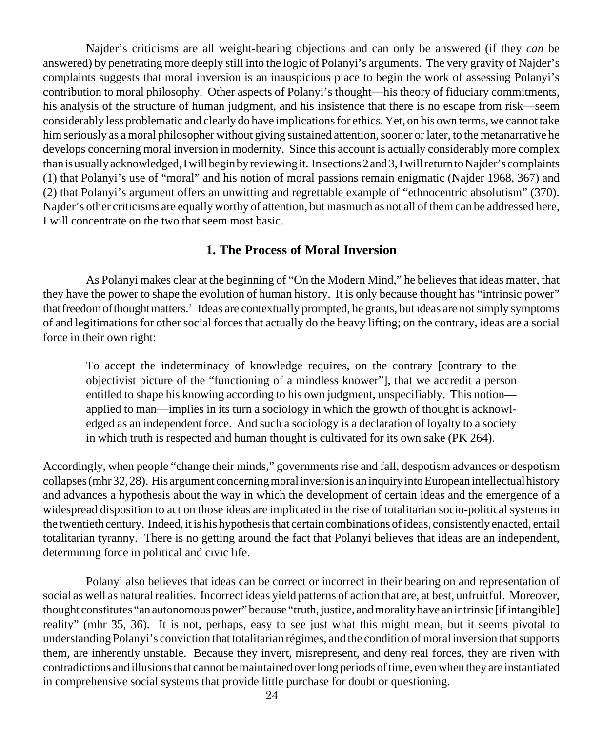Najder's criticisms are all weight-bearing objections and can only be answered (if they *can* be answered) by penetrating more deeply still into the logic of Polanyi's arguments. The very gravity of Najder's complaints suggests that moral inversion is an inauspicious place to begin the work of assessing Polanyi's contribution to moral philosophy. Other aspects of Polanyi's thought—his theory of fiduciary commitments, his analysis of the structure of human judgment, and his insistence that there is no escape from risk—seem considerably less problematic and clearly do have implications for ethics. Yet, on his own terms, we cannot take him seriously as a moral philosopher without giving sustained attention, sooner or later, to the metanarrative he develops concerning moral inversion in modernity. Since this account is actually considerably more complex than is usually acknowledged, I will begin by reviewing it. In sections 2 and 3, I will return to Najder's complaints (1) that Polanyi's use of "moral" and his notion of moral passions remain enigmatic (Najder 1968, 367) and (2) that Polanyi's argument offers an unwitting and regrettable example of "ethnocentric absolutism" (370). Najder's other criticisms are equally worthy of attention, but inasmuch as not all of them can be addressed here, I will concentrate on the two that seem most basic.

## 1. The Process of Moral Inversion

As Polanyi makes clear at the beginning of "On the Modern Mind," he believes that ideas matter, that they have the power to shape the evolution of human history. It is only because thought has "intrinsic power" that freedom of thought matters.[2] Ideas are contextually prompted, he grants, but ideas are not simply symptoms of and legitimations for other social forces that actually do the heavy lifting; on the contrary, ideas are a social force in their own right:

> To accept the indeterminacy of knowledge requires, on the contrary [contrary to the objectivist picture of the "functioning of a mindless knower"], that we accredit a person entitled to shape his knowing according to his own judgment, unspecifiably. This notion—applied to man—implies in its turn a sociology in which the growth of thought is acknowledged as an independent force. And such a sociology is a declaration of loyalty to a society in which truth is respected and human thought is cultivated for its own sake (PK 264).

Accordingly, when people "change their minds," governments rise and fall, despotism advances or despotism collapses (mhr 32, 28). His argument concerning moral inversion is an inquiry into European intellectual history and advances a hypothesis about the way in which the development of certain ideas and the emergence of a widespread disposition to act on those ideas are implicated in the rise of totalitarian socio-political systems in the twentieth century. Indeed, it is his hypothesis that certain combinations of ideas, consistently enacted, entail totalitarian tyranny. There is no getting around the fact that Polanyi believes that ideas are an independent, determining force in political and civic life.

Polanyi also believes that ideas can be correct or incorrect in their bearing on and representation of social as well as natural realities. Incorrect ideas yield patterns of action that are, at best, unfruitful. Moreover, thought constitutes "an autonomous power" because "truth, justice, and morality have an intrinsic [if intangible] reality" (mhr 35, 36). It is not, perhaps, easy to see just what this might mean, but it seems pivotal to understanding Polanyi's conviction that totalitarian régimes, and the condition of moral inversion that supports them, are inherently unstable. Because they invert, misrepresent, and deny real forces, they are riven with contradictions and illusions that cannot be maintained over long periods of time, even when they are instantiated in comprehensive social systems that provide little purchase for doubt or questioning.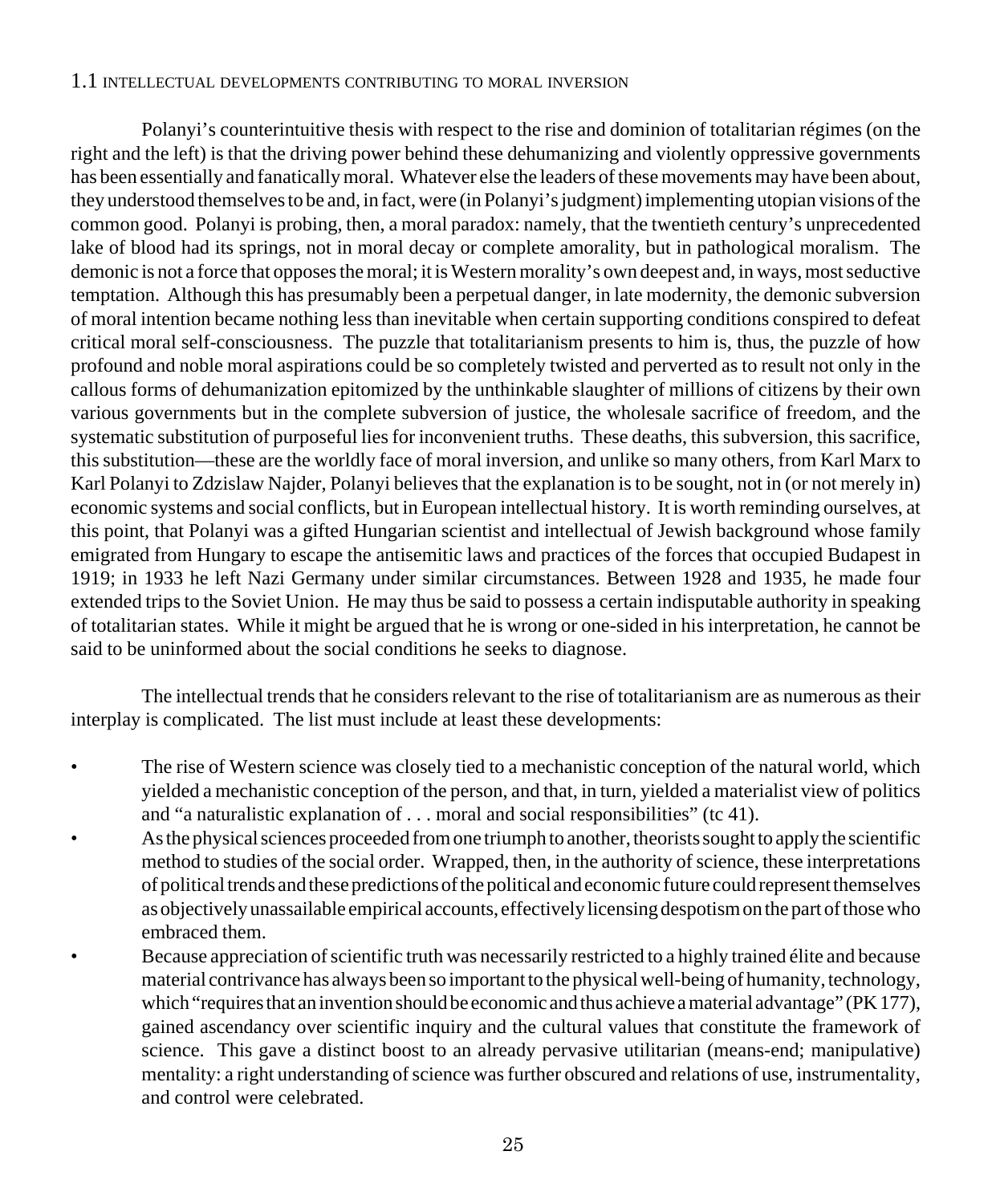## 1.1 INTELLECTUAL DEVELOPMENTS CONTRIBUTING TO MORAL INVERSION

Polanyi's counterintuitive thesis with respect to the rise and dominion of totalitarian régimes (on the right and the left) is that the driving power behind these dehumanizing and violently oppressive governments has been essentially and fanatically moral. Whatever else the leaders of these movements may have been about, they understood themselves to be and, in fact, were (in Polanyi's judgment) implementing utopian visions of the common good. Polanyi is probing, then, a moral paradox: namely, that the twentieth century's unprecedented lake of blood had its springs, not in moral decay or complete amorality, but in pathological moralism. The demonic is not a force that opposes the moral; it is Western morality's own deepest and, in ways, most seductive temptation. Although this has presumably been a perpetual danger, in late modernity, the demonic subversion of moral intention became nothing less than inevitable when certain supporting conditions conspired to defeat critical moral self-consciousness. The puzzle that totalitarianism presents to him is, thus, the puzzle of how profound and noble moral aspirations could be so completely twisted and perverted as to result not only in the callous forms of dehumanization epitomized by the unthinkable slaughter of millions of citizens by their own various governments but in the complete subversion of justice, the wholesale sacrifice of freedom, and the systematic substitution of purposeful lies for inconvenient truths. These deaths, this subversion, this sacrifice, this substitution—these are the worldly face of moral inversion, and unlike so many others, from Karl Marx to Karl Polanyi to Zdzislaw Najder, Polanyi believes that the explanation is to be sought, not in (or not merely in) economic systems and social conflicts, but in European intellectual history. It is worth reminding ourselves, at this point, that Polanyi was a gifted Hungarian scientist and intellectual of Jewish background whose family emigrated from Hungary to escape the antisemitic laws and practices of the forces that occupied Budapest in 1919; in 1933 he left Nazi Germany under similar circumstances. Between 1928 and 1935, he made four extended trips to the Soviet Union. He may thus be said to possess a certain indisputable authority in speaking of totalitarian states. While it might be argued that he is wrong or one-sided in his interpretation, he cannot be said to be uninformed about the social conditions he seeks to diagnose.

The intellectual trends that he considers relevant to the rise of totalitarianism are as numerous as their interplay is complicated. The list must include at least these developments:

- The rise of Western science was closely tied to a mechanistic conception of the natural world, which yielded a mechanistic conception of the person, and that, in turn, yielded a materialist view of politics and "a naturalistic explanation of . . . moral and social responsibilities" (tc 41).
- As the physical sciences proceeded from one triumph to another, theorists sought to apply the scientific method to studies of the social order. Wrapped, then, in the authority of science, these interpretations of political trends and these predictions of the political and economic future could represent themselves as objectively unassailable empirical accounts, effectively licensing despotism on the part of those who embraced them.
- Because appreciation of scientific truth was necessarily restricted to a highly trained élite and because material contrivance has always been so important to the physical well-being of humanity, technology, which "requires that an invention should be economic and thus achieve a material advantage" (PK 177), gained ascendancy over scientific inquiry and the cultural values that constitute the framework of science. This gave a distinct boost to an already pervasive utilitarian (means-end; manipulative) mentality: a right understanding of science was further obscured and relations of use, instrumentality, and control were celebrated.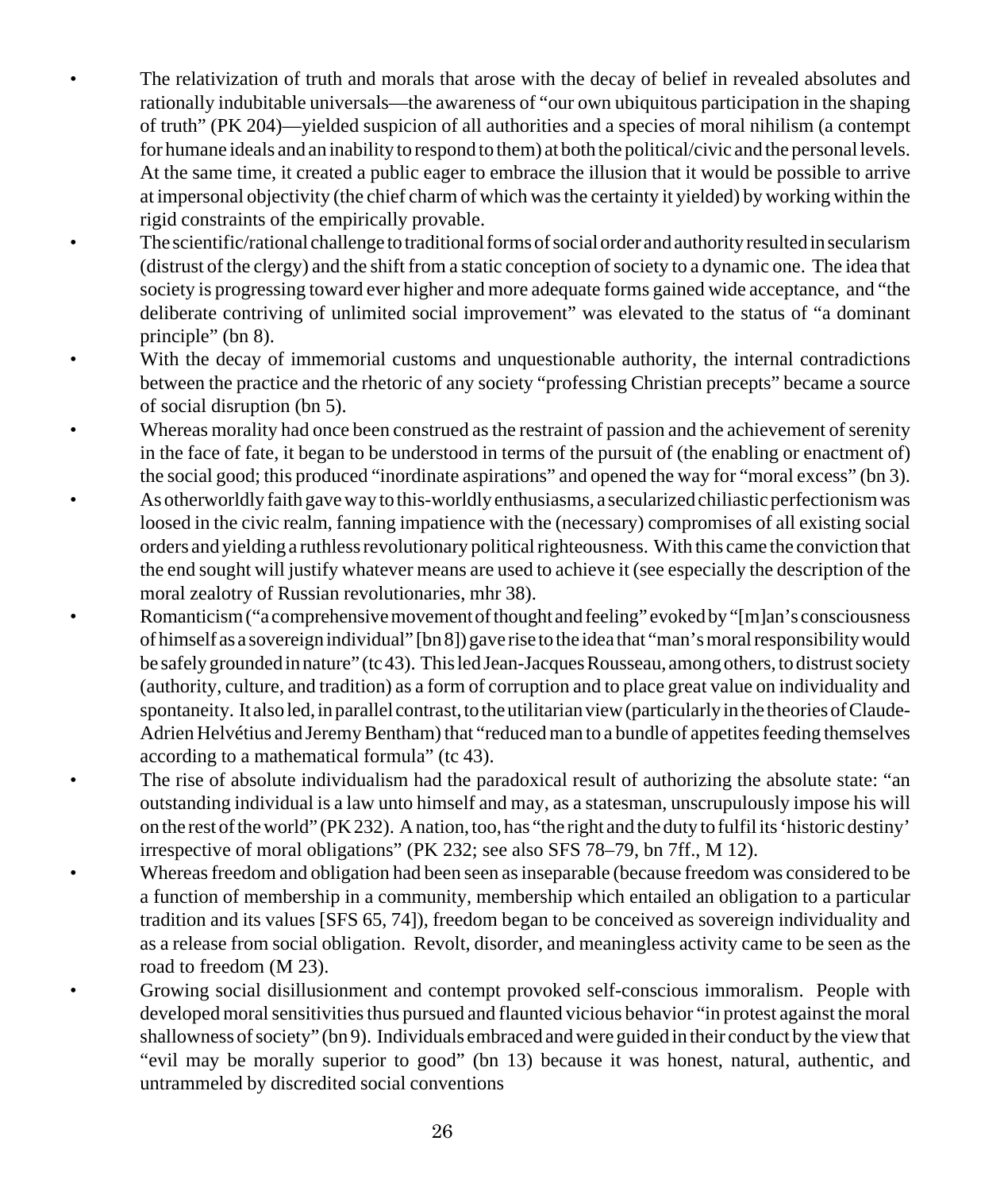- The relativization of truth and morals that arose with the decay of belief in revealed absolutes and rationally indubitable universals—the awareness of "our own ubiquitous participation in the shaping of truth" (PK 204)—yielded suspicion of all authorities and a species of moral nihilism (a contempt for humane ideals and an inability to respond to them) at both the political/civic and the personal levels. At the same time, it created a public eager to embrace the illusion that it would be possible to arrive at impersonal objectivity (the chief charm of which was the certainty it yielded) by working within the rigid constraints of the empirically provable.
- The scientific/rational challenge to traditional forms of social order and authority resulted in secularism (distrust of the clergy) and the shift from a static conception of society to a dynamic one. The idea that society is progressing toward ever higher and more adequate forms gained wide acceptance, and "the deliberate contriving of unlimited social improvement" was elevated to the status of "a dominant principle" (bn 8).
- With the decay of immemorial customs and unquestionable authority, the internal contradictions between the practice and the rhetoric of any society "professing Christian precepts" became a source of social disruption (bn 5).
- Whereas morality had once been construed as the restraint of passion and the achievement of serenity in the face of fate, it began to be understood in terms of the pursuit of (the enabling or enactment of) the social good; this produced "inordinate aspirations" and opened the way for "moral excess" (bn 3).
- As otherworldly faith gave way to this-worldly enthusiasms, a secularized chiliastic perfectionism was loosed in the civic realm, fanning impatience with the (necessary) compromises of all existing social orders and yielding a ruthless revolutionary political righteousness. With this came the conviction that the end sought will justify whatever means are used to achieve it (see especially the description of the moral zealotry of Russian revolutionaries, mhr 38).
- Romanticism ("a comprehensive movement of thought and feeling" evoked by "[m]an's consciousness of himself as a sovereign individual" [bn 8]) gave rise to the idea that "man's moral responsibility would be safely grounded in nature" (tc 43). This led Jean-Jacques Rousseau, among others, to distrust society (authority, culture, and tradition) as a form of corruption and to place great value on individuality and spontaneity. It also led, in parallel contrast, to the utilitarian view (particularly in the theories of Claude-Adrien Helvétius and Jeremy Bentham) that "reduced man to a bundle of appetites feeding themselves according to a mathematical formula" (tc 43).
- The rise of absolute individualism had the paradoxical result of authorizing the absolute state: "an outstanding individual is a law unto himself and may, as a statesman, unscrupulously impose his will on the rest of the world" (PK 232). A nation, too, has "the right and the duty to fulfil its 'historic destiny' irrespective of moral obligations" (PK 232; see also SFS 78–79, bn 7ff., M 12).
- Whereas freedom and obligation had been seen as inseparable (because freedom was considered to be a function of membership in a community, membership which entailed an obligation to a particular tradition and its values [SFS 65, 74]), freedom began to be conceived as sovereign individuality and as a release from social obligation. Revolt, disorder, and meaningless activity came to be seen as the road to freedom (M 23).
- Growing social disillusionment and contempt provoked self-conscious immoralism. People with developed moral sensitivities thus pursued and flaunted vicious behavior "in protest against the moral shallowness of society" (bn 9). Individuals embraced and were guided in their conduct by the view that "evil may be morally superior to good" (bn 13) because it was honest, natural, authentic, and untrammeled by discredited social conventions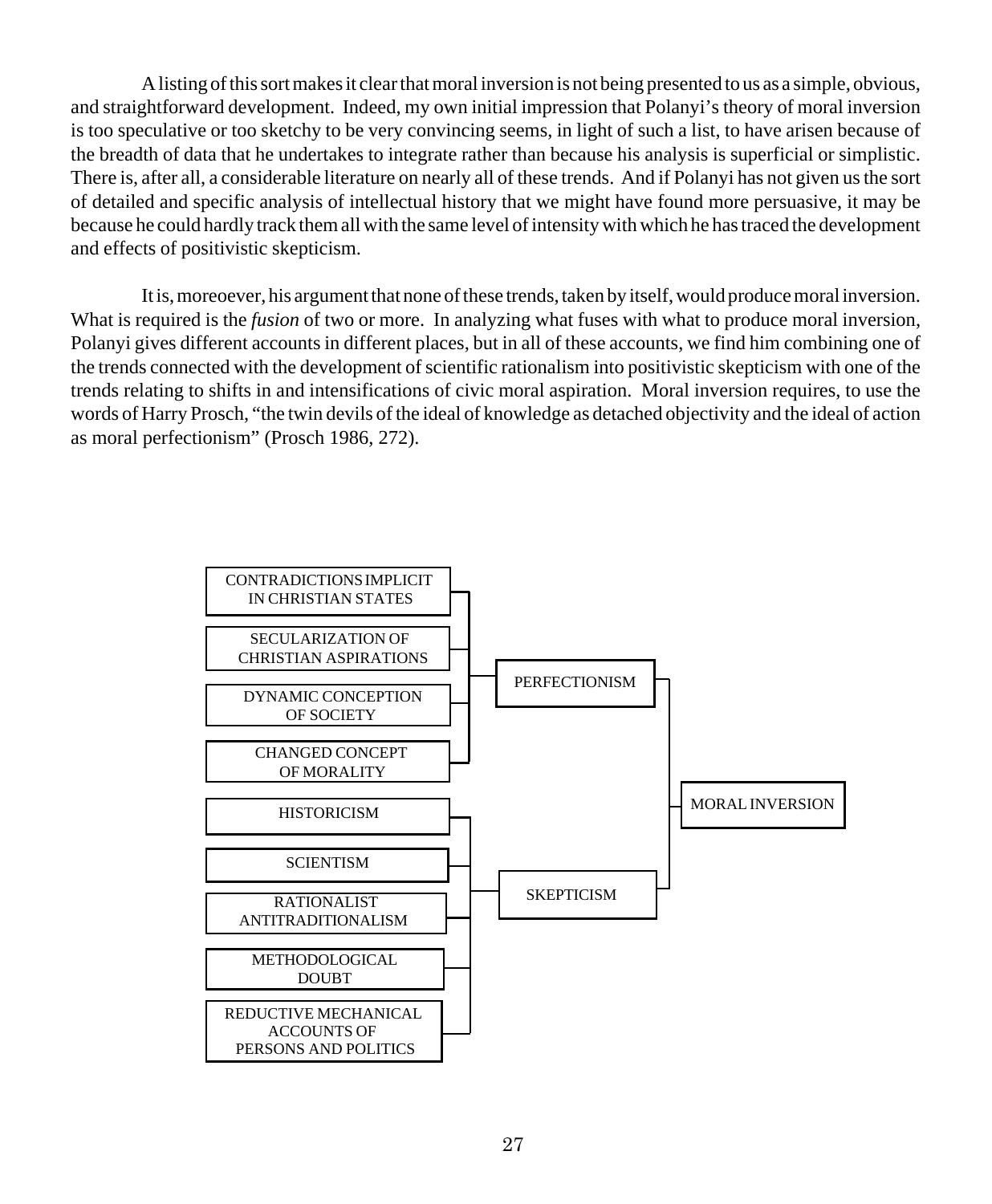A listing of this sort makes it clear that moral inversion is not being presented to us as a simple, obvious, and straightforward development. Indeed, my own initial impression that Polanyi's theory of moral inversion is too speculative or too sketchy to be very convincing seems, in light of such a list, to have arisen because of the breadth of data that he undertakes to integrate rather than because his analysis is superficial or simplistic. There is, after all, a considerable literature on nearly all of these trends. And if Polanyi has not given us the sort of detailed and specific analysis of intellectual history that we might have found more persuasive, it may be because he could hardly track them all with the same level of intensity with which he has traced the development and effects of positivistic skepticism.

It is, moreoever, his argument that none of these trends, taken by itself, would produce moral inversion. What is required is the *fusion* of two or more. In analyzing what fuses with what to produce moral inversion, Polanyi gives different accounts in different places, but in all of these accounts, we find him combining one of the trends connected with the development of scientific rationalism into positivistic skepticism with one of the trends relating to shifts in and intensifications of civic moral aspiration. Moral inversion requires, to use the words of Harry Prosch, "the twin devils of the ideal of knowledge as detached objectivity and the ideal of action as moral perfectionism" (Prosch 1986, 272).

- CONTRADICTIONS IMPLICIT IN CHRISTIAN STATES
- SECULARIZATION OF CHRISTIAN ASPIRATIONS
- DYNAMIC CONCEPTION OF SOCIETY
- CHANGED CONCEPT OF MORALITY

→ PERFECTIONISM

- HISTORICISM
- SCIENTISM
- RATIONALIST ANTITRADITIONALISM
- METHODOLOGICAL DOUBT
- REDUCTIVE MECHANICAL ACCOUNTS OF PERSONS AND POLITICS

→ SKEPTICISM

PERFECTIONISM + SKEPTICISM → MORAL INVERSION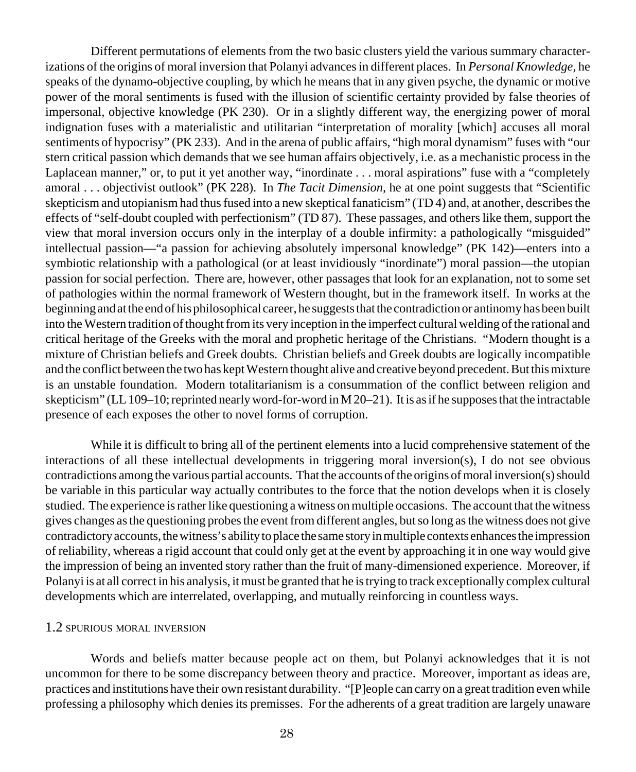Different permutations of elements from the two basic clusters yield the various summary characterizations of the origins of moral inversion that Polanyi advances in different places. In *Personal Knowledge,* he speaks of the dynamo-objective coupling, by which he means that in any given psyche, the dynamic or motive power of the moral sentiments is fused with the illusion of scientific certainty provided by false theories of impersonal, objective knowledge (PK 230). Or in a slightly different way, the energizing power of moral indignation fuses with a materialistic and utilitarian "interpretation of morality [which] accuses all moral sentiments of hypocrisy" (PK 233). And in the arena of public affairs, "high moral dynamism" fuses with "our stern critical passion which demands that we see human affairs objectively, i.e. as a mechanistic process in the Laplacean manner," or, to put it yet another way, "inordinate . . . moral aspirations" fuse with a "completely amoral . . . objectivist outlook" (PK 228). In *The Tacit Dimension,* he at one point suggests that "Scientific skepticism and utopianism had thus fused into a new skeptical fanaticism" (TD 4) and, at another, describes the effects of "self-doubt coupled with perfectionism" (TD 87). These passages, and others like them, support the view that moral inversion occurs only in the interplay of a double infirmity: a pathologically "misguided" intellectual passion—"a passion for achieving absolutely impersonal knowledge" (PK 142)—enters into a symbiotic relationship with a pathological (or at least invidiously "inordinate") moral passion—the utopian passion for social perfection. There are, however, other passages that look for an explanation, not to some set of pathologies within the normal framework of Western thought, but in the framework itself. In works at the beginning and at the end of his philosophical career, he suggests that the contradiction or antinomy has been built into the Western tradition of thought from its very inception in the imperfect cultural welding of the rational and critical heritage of the Greeks with the moral and prophetic heritage of the Christians. "Modern thought is a mixture of Christian beliefs and Greek doubts. Christian beliefs and Greek doubts are logically incompatible and the conflict between the two has kept Western thought alive and creative beyond precedent. But this mixture is an unstable foundation. Modern totalitarianism is a consummation of the conflict between religion and skepticism" (LL 109–10; reprinted nearly word-for-word in M 20–21). It is as if he supposes that the intractable presence of each exposes the other to novel forms of corruption.

While it is difficult to bring all of the pertinent elements into a lucid comprehensive statement of the interactions of all these intellectual developments in triggering moral inversion(s), I do not see obvious contradictions among the various partial accounts. That the accounts of the origins of moral inversion(s) should be variable in this particular way actually contributes to the force that the notion develops when it is closely studied. The experience is rather like questioning a witness on multiple occasions. The account that the witness gives changes as the questioning probes the event from different angles, but so long as the witness does not give contradictory accounts, the witness's ability to place the same story in multiple contexts enhances the impression of reliability, whereas a rigid account that could only get at the event by approaching it in one way would give the impression of being an invented story rather than the fruit of many-dimensioned experience. Moreover, if Polanyi is at all correct in his analysis, it must be granted that he is trying to track exceptionally complex cultural developments which are interrelated, overlapping, and mutually reinforcing in countless ways.

### 1.2 Spurious Moral Inversion

Words and beliefs matter because people act on them, but Polanyi acknowledges that it is not uncommon for there to be some discrepancy between theory and practice. Moreover, important as ideas are, practices and institutions have their own resistant durability. "[P]eople can carry on a great tradition even while professing a philosophy which denies its premisses. For the adherents of a great tradition are largely unaware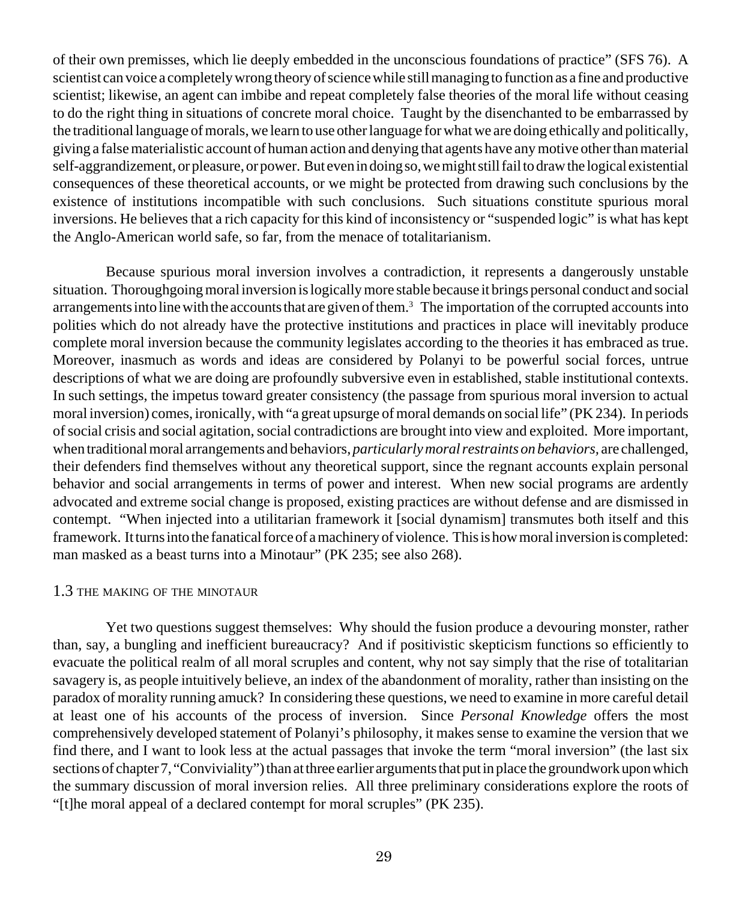of their own premisses, which lie deeply embedded in the unconscious foundations of practice" (SFS 76). A scientist can voice a completely wrong theory of science while still managing to function as a fine and productive scientist; likewise, an agent can imbibe and repeat completely false theories of the moral life without ceasing to do the right thing in situations of concrete moral choice. Taught by the disenchanted to be embarrassed by the traditional language of morals, we learn to use other language for what we are doing ethically and politically, giving a false materialistic account of human action and denying that agents have any motive other than material self-aggrandizement, or pleasure, or power. But even in doing so, we might still fail to draw the logical existential consequences of these theoretical accounts, or we might be protected from drawing such conclusions by the existence of institutions incompatible with such conclusions. Such situations constitute spurious moral inversions. He believes that a rich capacity for this kind of inconsistency or "suspended logic" is what has kept the Anglo-American world safe, so far, from the menace of totalitarianism.

Because spurious moral inversion involves a contradiction, it represents a dangerously unstable situation. Thoroughgoing moral inversion is logically more stable because it brings personal conduct and social arrangements into line with the accounts that are given of them.[3] The importation of the corrupted accounts into polities which do not already have the protective institutions and practices in place will inevitably produce complete moral inversion because the community legislates according to the theories it has embraced as true. Moreover, inasmuch as words and ideas are considered by Polanyi to be powerful social forces, untrue descriptions of what we are doing are profoundly subversive even in established, stable institutional contexts. In such settings, the impetus toward greater consistency (the passage from spurious moral inversion to actual moral inversion) comes, ironically, with "a great upsurge of moral demands on social life" (PK 234). In periods of social crisis and social agitation, social contradictions are brought into view and exploited. More important, when traditional moral arrangements and behaviors, *particularly moral restraints on behaviors,* are challenged, their defenders find themselves without any theoretical support, since the regnant accounts explain personal behavior and social arrangements in terms of power and interest. When new social programs are ardently advocated and extreme social change is proposed, existing practices are without defense and are dismissed in contempt. "When injected into a utilitarian framework it [social dynamism] transmutes both itself and this framework. It turns into the fanatical force of a machinery of violence. This is how moral inversion is completed: man masked as a beast turns into a Minotaur" (PK 235; see also 268).

## 1.3 The Making of the Minotaur

Yet two questions suggest themselves: Why should the fusion produce a devouring monster, rather than, say, a bungling and inefficient bureaucracy? And if positivistic skepticism functions so efficiently to evacuate the political realm of all moral scruples and content, why not say simply that the rise of totalitarian savagery is, as people intuitively believe, an index of the abandonment of morality, rather than insisting on the paradox of morality running amuck? In considering these questions, we need to examine in more careful detail at least one of his accounts of the process of inversion. Since *Personal Knowledge* offers the most comprehensively developed statement of Polanyi's philosophy, it makes sense to examine the version that we find there, and I want to look less at the actual passages that invoke the term "moral inversion" (the last six sections of chapter 7, "Conviviality") than at three earlier arguments that put in place the groundwork upon which the summary discussion of moral inversion relies. All three preliminary considerations explore the roots of "[t]he moral appeal of a declared contempt for moral scruples" (PK 235).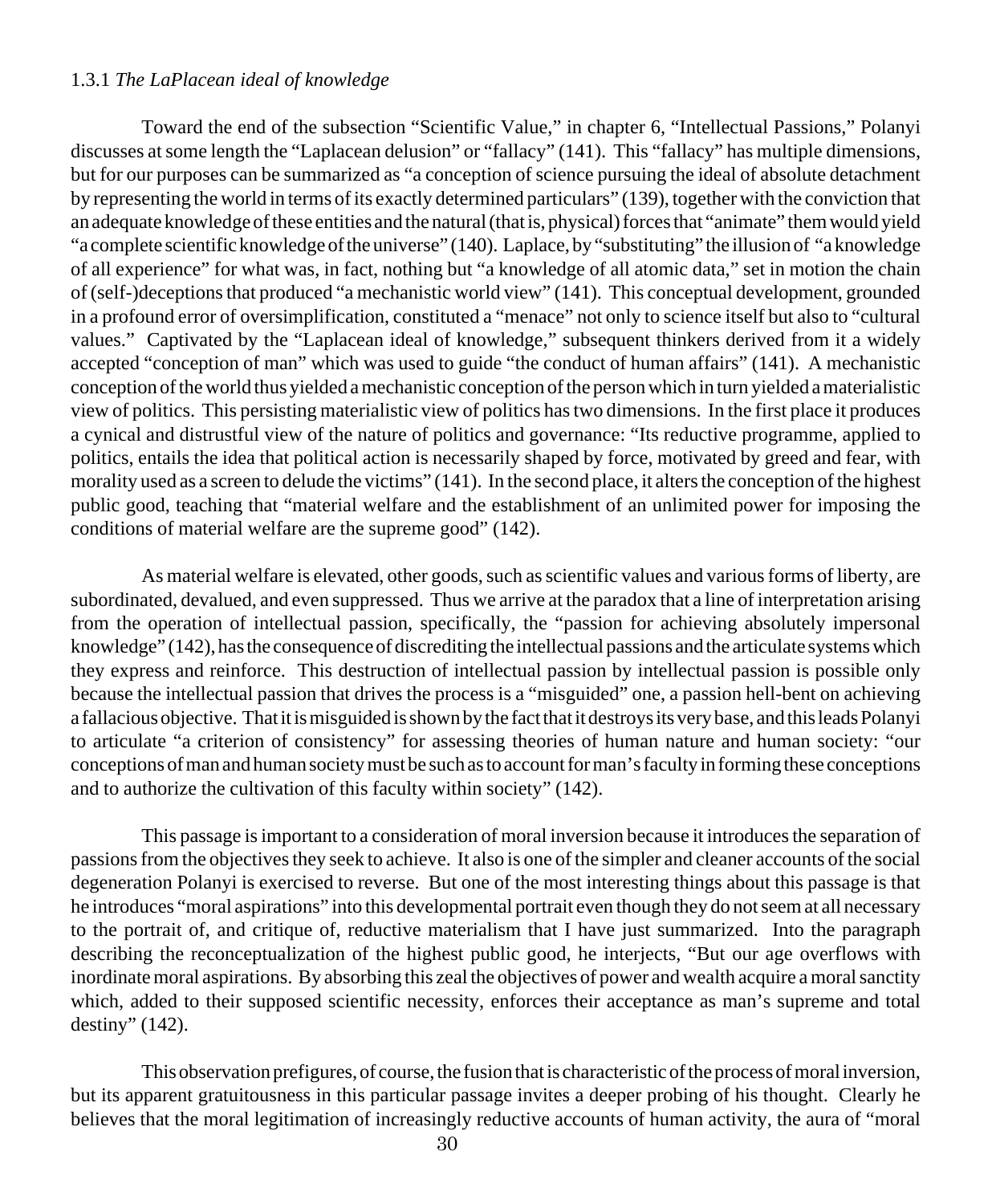### 1.3.1 *The LaPlacean ideal of knowledge*

Toward the end of the subsection "Scientific Value," in chapter 6, "Intellectual Passions," Polanyi discusses at some length the "Laplacean delusion" or "fallacy" (141). This "fallacy" has multiple dimensions, but for our purposes can be summarized as "a conception of science pursuing the ideal of absolute detachment by representing the world in terms of its exactly determined particulars" (139), together with the conviction that an adequate knowledge of these entities and the natural (that is, physical) forces that "animate" them would yield "a complete scientific knowledge of the universe" (140). Laplace, by "substituting" the illusion of "a knowledge of all experience" for what was, in fact, nothing but "a knowledge of all atomic data," set in motion the chain of (self-)deceptions that produced "a mechanistic world view" (141). This conceptual development, grounded in a profound error of oversimplification, constituted a "menace" not only to science itself but also to "cultural values." Captivated by the "Laplacean ideal of knowledge," subsequent thinkers derived from it a widely accepted "conception of man" which was used to guide "the conduct of human affairs" (141). A mechanistic conception of the world thus yielded a mechanistic conception of the person which in turn yielded a materialistic view of politics. This persisting materialistic view of politics has two dimensions. In the first place it produces a cynical and distrustful view of the nature of politics and governance: "Its reductive programme, applied to politics, entails the idea that political action is necessarily shaped by force, motivated by greed and fear, with morality used as a screen to delude the victims" (141). In the second place, it alters the conception of the highest public good, teaching that "material welfare and the establishment of an unlimited power for imposing the conditions of material welfare are the supreme good" (142).

As material welfare is elevated, other goods, such as scientific values and various forms of liberty, are subordinated, devalued, and even suppressed. Thus we arrive at the paradox that a line of interpretation arising from the operation of intellectual passion, specifically, the "passion for achieving absolutely impersonal knowledge" (142), has the consequence of discrediting the intellectual passions and the articulate systems which they express and reinforce. This destruction of intellectual passion by intellectual passion is possible only because the intellectual passion that drives the process is a "misguided" one, a passion hell-bent on achieving a fallacious objective. That it is misguided is shown by the fact that it destroys its very base, and this leads Polanyi to articulate "a criterion of consistency" for assessing theories of human nature and human society: "our conceptions of man and human society must be such as to account for man's faculty in forming these conceptions and to authorize the cultivation of this faculty within society" (142).

This passage is important to a consideration of moral inversion because it introduces the separation of passions from the objectives they seek to achieve. It also is one of the simpler and cleaner accounts of the social degeneration Polanyi is exercised to reverse. But one of the most interesting things about this passage is that he introduces "moral aspirations" into this developmental portrait even though they do not seem at all necessary to the portrait of, and critique of, reductive materialism that I have just summarized. Into the paragraph describing the reconceptualization of the highest public good, he interjects, "But our age overflows with inordinate moral aspirations. By absorbing this zeal the objectives of power and wealth acquire a moral sanctity which, added to their supposed scientific necessity, enforces their acceptance as man's supreme and total destiny" (142).

This observation prefigures, of course, the fusion that is characteristic of the process of moral inversion, but its apparent gratuitousness in this particular passage invites a deeper probing of his thought. Clearly he believes that the moral legitimation of increasingly reductive accounts of human activity, the aura of "moral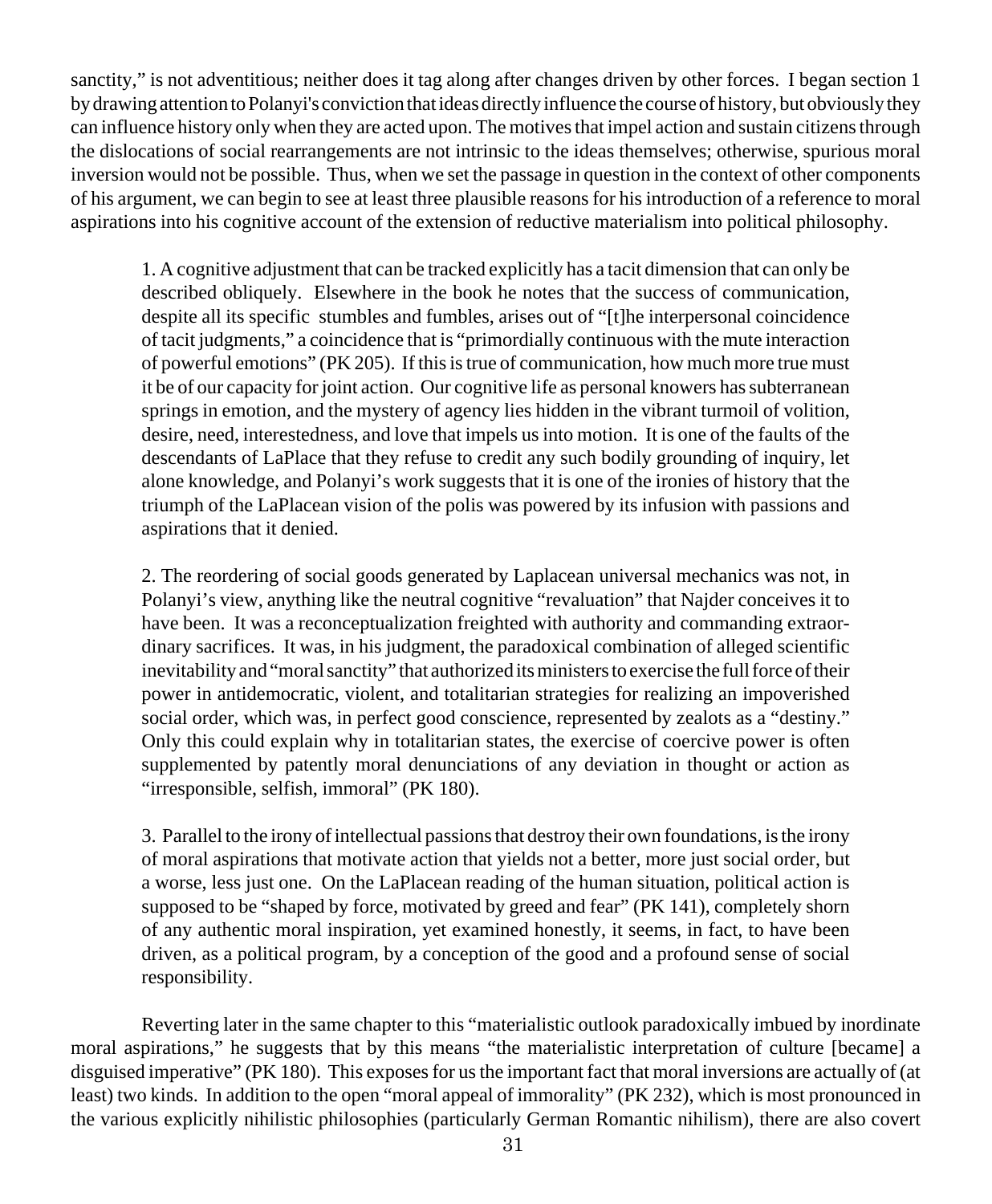sanctity," is not adventitious; neither does it tag along after changes driven by other forces. I began section 1 by drawing attention to Polanyi's conviction that ideas directly influence the course of history, but obviously they can influence history only when they are acted upon. The motives that impel action and sustain citizens through the dislocations of social rearrangements are not intrinsic to the ideas themselves; otherwise, spurious moral inversion would not be possible. Thus, when we set the passage in question in the context of other components of his argument, we can begin to see at least three plausible reasons for his introduction of a reference to moral aspirations into his cognitive account of the extension of reductive materialism into political philosophy.

> 1. A cognitive adjustment that can be tracked explicitly has a tacit dimension that can only be described obliquely. Elsewhere in the book he notes that the success of communication, despite all its specific stumbles and fumbles, arises out of "[t]he interpersonal coincidence of tacit judgments," a coincidence that is "primordially continuous with the mute interaction of powerful emotions" (PK 205). If this is true of communication, how much more true must it be of our capacity for joint action. Our cognitive life as personal knowers has subterranean springs in emotion, and the mystery of agency lies hidden in the vibrant turmoil of volition, desire, need, interestedness, and love that impels us into motion. It is one of the faults of the descendants of LaPlace that they refuse to credit any such bodily grounding of inquiry, let alone knowledge, and Polanyi's work suggests that it is one of the ironies of history that the triumph of the LaPlacean vision of the polis was powered by its infusion with passions and aspirations that it denied.
>
> 2. The reordering of social goods generated by Laplacean universal mechanics was not, in Polanyi's view, anything like the neutral cognitive "revaluation" that Najder conceives it to have been. It was a reconceptualization freighted with authority and commanding extraordinary sacrifices. It was, in his judgment, the paradoxical combination of alleged scientific inevitability and "moral sanctity" that authorized its ministers to exercise the full force of their power in antidemocratic, violent, and totalitarian strategies for realizing an impoverished social order, which was, in perfect good conscience, represented by zealots as a "destiny." Only this could explain why in totalitarian states, the exercise of coercive power is often supplemented by patently moral denunciations of any deviation in thought or action as "irresponsible, selfish, immoral" (PK 180).
>
> 3. Parallel to the irony of intellectual passions that destroy their own foundations, is the irony of moral aspirations that motivate action that yields not a better, more just social order, but a worse, less just one. On the LaPlacean reading of the human situation, political action is supposed to be "shaped by force, motivated by greed and fear" (PK 141), completely shorn of any authentic moral inspiration, yet examined honestly, it seems, in fact, to have been driven, as a political program, by a conception of the good and a profound sense of social responsibility.

Reverting later in the same chapter to this "materialistic outlook paradoxically imbued by inordinate moral aspirations," he suggests that by this means "the materialistic interpretation of culture [became] a disguised imperative" (PK 180). This exposes for us the important fact that moral inversions are actually of (at least) two kinds. In addition to the open "moral appeal of immorality" (PK 232), which is most pronounced in the various explicitly nihilistic philosophies (particularly German Romantic nihilism), there are also covert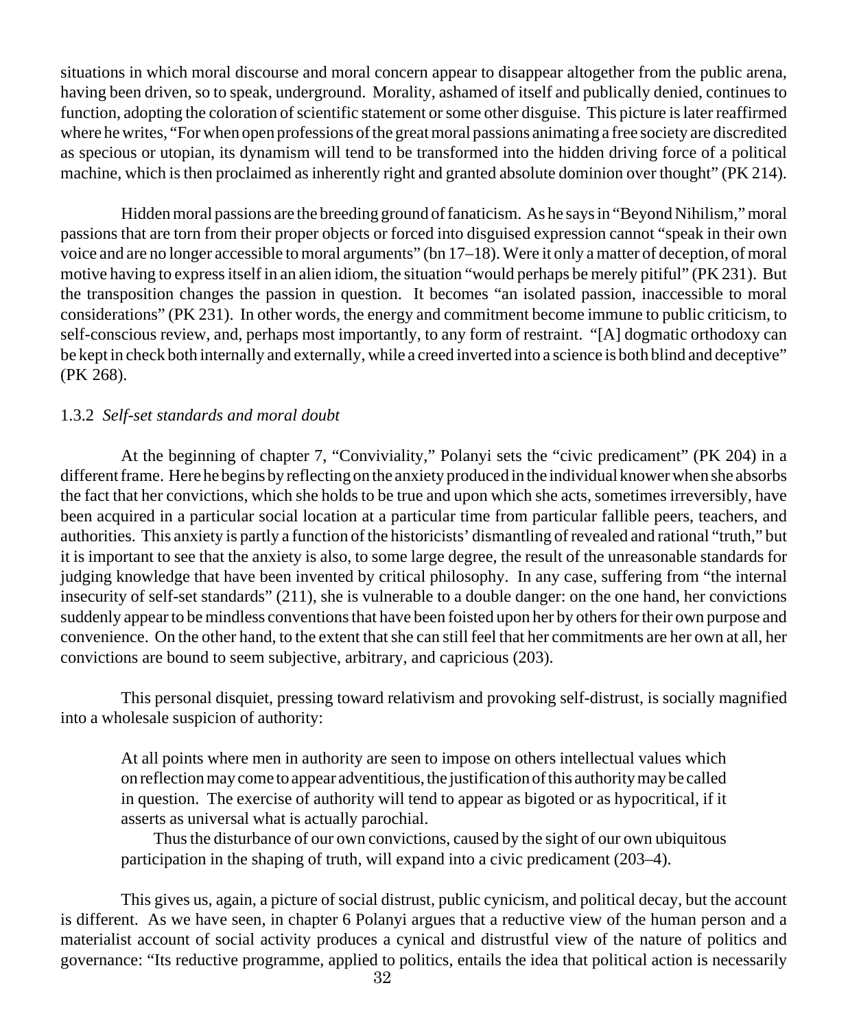situations in which moral discourse and moral concern appear to disappear altogether from the public arena, having been driven, so to speak, underground. Morality, ashamed of itself and publically denied, continues to function, adopting the coloration of scientific statement or some other disguise. This picture is later reaffirmed where he writes, "For when open professions of the great moral passions animating a free society are discredited as specious or utopian, its dynamism will tend to be transformed into the hidden driving force of a political machine, which is then proclaimed as inherently right and granted absolute dominion over thought" (PK 214).

Hidden moral passions are the breeding ground of fanaticism. As he says in "Beyond Nihilism," moral passions that are torn from their proper objects or forced into disguised expression cannot "speak in their own voice and are no longer accessible to moral arguments" (bn 17–18). Were it only a matter of deception, of moral motive having to express itself in an alien idiom, the situation "would perhaps be merely pitiful" (PK 231). But the transposition changes the passion in question. It becomes "an isolated passion, inaccessible to moral considerations" (PK 231). In other words, the energy and commitment become immune to public criticism, to self-conscious review, and, perhaps most importantly, to any form of restraint. "[A] dogmatic orthodoxy can be kept in check both internally and externally, while a creed inverted into a science is both blind and deceptive" (PK 268).

### 1.3.2 *Self-set standards and moral doubt*

At the beginning of chapter 7, "Conviviality," Polanyi sets the "civic predicament" (PK 204) in a different frame. Here he begins by reflecting on the anxiety produced in the individual knower when she absorbs the fact that her convictions, which she holds to be true and upon which she acts, sometimes irreversibly, have been acquired in a particular social location at a particular time from particular fallible peers, teachers, and authorities. This anxiety is partly a function of the historicists' dismantling of revealed and rational "truth," but it is important to see that the anxiety is also, to some large degree, the result of the unreasonable standards for judging knowledge that have been invented by critical philosophy. In any case, suffering from "the internal insecurity of self-set standards" (211), she is vulnerable to a double danger: on the one hand, her convictions suddenly appear to be mindless conventions that have been foisted upon her by others for their own purpose and convenience. On the other hand, to the extent that she can still feel that her commitments are her own at all, her convictions are bound to seem subjective, arbitrary, and capricious (203).

This personal disquiet, pressing toward relativism and provoking self-distrust, is socially magnified into a wholesale suspicion of authority:

> At all points where men in authority are seen to impose on others intellectual values which on reflection may come to appear adventitious, the justification of this authority may be called in question. The exercise of authority will tend to appear as bigoted or as hypocritical, if it asserts as universal what is actually parochial.
>
> Thus the disturbance of our own convictions, caused by the sight of our own ubiquitous participation in the shaping of truth, will expand into a civic predicament (203–4).

This gives us, again, a picture of social distrust, public cynicism, and political decay, but the account is different. As we have seen, in chapter 6 Polanyi argues that a reductive view of the human person and a materialist account of social activity produces a cynical and distrustful view of the nature of politics and governance: "Its reductive programme, applied to politics, entails the idea that political action is necessarily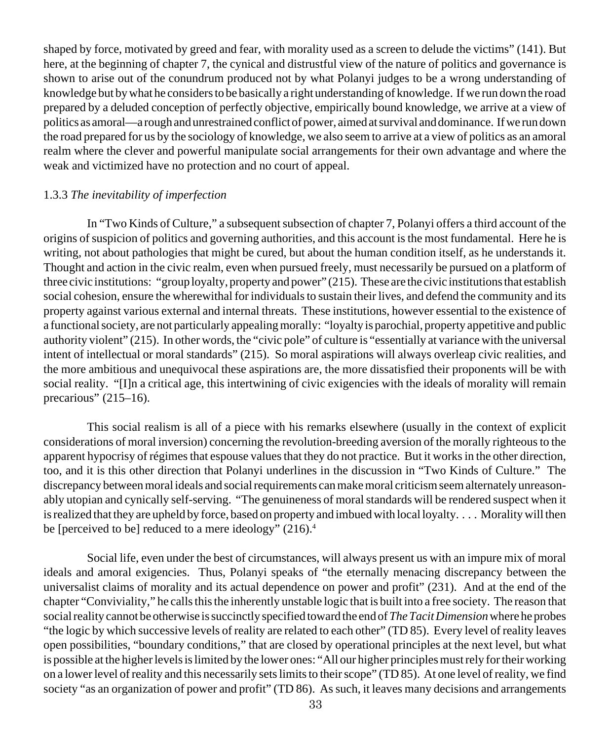shaped by force, motivated by greed and fear, with morality used as a screen to delude the victims" (141). But here, at the beginning of chapter 7, the cynical and distrustful view of the nature of politics and governance is shown to arise out of the conundrum produced not by what Polanyi judges to be a wrong understanding of knowledge but by what he considers to be basically a right understanding of knowledge. If we run down the road prepared by a deluded conception of perfectly objective, empirically bound knowledge, we arrive at a view of politics as amoral—a rough and unrestrained conflict of power, aimed at survival and dominance. If we run down the road prepared for us by the sociology of knowledge, we also seem to arrive at a view of politics as an amoral realm where the clever and powerful manipulate social arrangements for their own advantage and where the weak and victimized have no protection and no court of appeal.

### 1.3.3 *The inevitability of imperfection*

In "Two Kinds of Culture," a subsequent subsection of chapter 7, Polanyi offers a third account of the origins of suspicion of politics and governing authorities, and this account is the most fundamental. Here he is writing, not about pathologies that might be cured, but about the human condition itself, as he understands it. Thought and action in the civic realm, even when pursued freely, must necessarily be pursued on a platform of three civic institutions: "group loyalty, property and power" (215). These are the civic institutions that establish social cohesion, ensure the wherewithal for individuals to sustain their lives, and defend the community and its property against various external and internal threats. These institutions, however essential to the existence of a functional society, are not particularly appealing morally: "loyalty is parochial, property appetitive and public authority violent" (215). In other words, the "civic pole" of culture is "essentially at variance with the universal intent of intellectual or moral standards" (215). So moral aspirations will always overleap civic realities, and the more ambitious and unequivocal these aspirations are, the more dissatisfied their proponents will be with social reality. "[I]n a critical age, this intertwining of civic exigencies with the ideals of morality will remain precarious" (215–16).

This social realism is all of a piece with his remarks elsewhere (usually in the context of explicit considerations of moral inversion) concerning the revolution-breeding aversion of the morally righteous to the apparent hypocrisy of régimes that espouse values that they do not practice. But it works in the other direction, too, and it is this other direction that Polanyi underlines in the discussion in "Two Kinds of Culture." The discrepancy between moral ideals and social requirements can make moral criticism seem alternately unreasonably utopian and cynically self-serving. "The genuineness of moral standards will be rendered suspect when it is realized that they are upheld by force, based on property and imbued with local loyalty. . . . Morality will then be [perceived to be] reduced to a mere ideology" (216).[4]

Social life, even under the best of circumstances, will always present us with an impure mix of moral ideals and amoral exigencies. Thus, Polanyi speaks of "the eternally menacing discrepancy between the universalist claims of morality and its actual dependence on power and profit" (231). And at the end of the chapter "Conviviality," he calls this the inherently unstable logic that is built into a free society. The reason that social reality cannot be otherwise is succinctly specified toward the end of *The Tacit Dimension* where he probes "the logic by which successive levels of reality are related to each other" (TD 85). Every level of reality leaves open possibilities, "boundary conditions," that are closed by operational principles at the next level, but what is possible at the higher levels is limited by the lower ones: "All our higher principles must rely for their working on a lower level of reality and this necessarily sets limits to their scope" (TD 85). At one level of reality, we find society "as an organization of power and profit" (TD 86). As such, it leaves many decisions and arrangements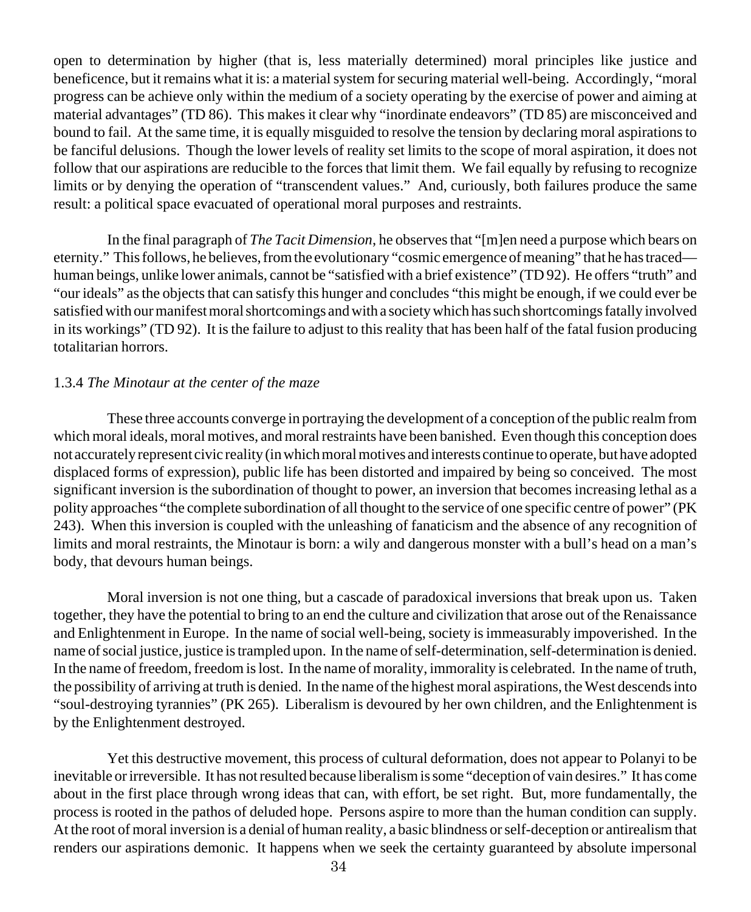open to determination by higher (that is, less materially determined) moral principles like justice and beneficence, but it remains what it is: a material system for securing material well-being. Accordingly, "moral progress can be achieve only within the medium of a society operating by the exercise of power and aiming at material advantages" (TD 86). This makes it clear why "inordinate endeavors" (TD 85) are misconceived and bound to fail. At the same time, it is equally misguided to resolve the tension by declaring moral aspirations to be fanciful delusions. Though the lower levels of reality set limits to the scope of moral aspiration, it does not follow that our aspirations are reducible to the forces that limit them. We fail equally by refusing to recognize limits or by denying the operation of "transcendent values." And, curiously, both failures produce the same result: a political space evacuated of operational moral purposes and restraints.

In the final paragraph of *The Tacit Dimension*, he observes that "[m]en need a purpose which bears on eternity." This follows, he believes, from the evolutionary "cosmic emergence of meaning" that he has traced—human beings, unlike lower animals, cannot be "satisfied with a brief existence" (TD 92). He offers "truth" and "our ideals" as the objects that can satisfy this hunger and concludes "this might be enough, if we could ever be satisfied with our manifest moral shortcomings and with a society which has such shortcomings fatally involved in its workings" (TD 92). It is the failure to adjust to this reality that has been half of the fatal fusion producing totalitarian horrors.

### 1.3.4 *The Minotaur at the center of the maze*

These three accounts converge in portraying the development of a conception of the public realm from which moral ideals, moral motives, and moral restraints have been banished. Even though this conception does not accurately represent civic reality (in which moral motives and interests continue to operate, but have adopted displaced forms of expression), public life has been distorted and impaired by being so conceived. The most significant inversion is the subordination of thought to power, an inversion that becomes increasing lethal as a polity approaches "the complete subordination of all thought to the service of one specific centre of power" (PK 243). When this inversion is coupled with the unleashing of fanaticism and the absence of any recognition of limits and moral restraints, the Minotaur is born: a wily and dangerous monster with a bull's head on a man's body, that devours human beings.

Moral inversion is not one thing, but a cascade of paradoxical inversions that break upon us. Taken together, they have the potential to bring to an end the culture and civilization that arose out of the Renaissance and Enlightenment in Europe. In the name of social well-being, society is immeasurably impoverished. In the name of social justice, justice is trampled upon. In the name of self-determination, self-determination is denied. In the name of freedom, freedom is lost. In the name of morality, immorality is celebrated. In the name of truth, the possibility of arriving at truth is denied. In the name of the highest moral aspirations, the West descends into "soul-destroying tyrannies" (PK 265). Liberalism is devoured by her own children, and the Enlightenment is by the Enlightenment destroyed.

Yet this destructive movement, this process of cultural deformation, does not appear to Polanyi to be inevitable or irreversible. It has not resulted because liberalism is some "deception of vain desires." It has come about in the first place through wrong ideas that can, with effort, be set right. But, more fundamentally, the process is rooted in the pathos of deluded hope. Persons aspire to more than the human condition can supply. At the root of moral inversion is a denial of human reality, a basic blindness or self-deception or antirealism that renders our aspirations demonic. It happens when we seek the certainty guaranteed by absolute impersonal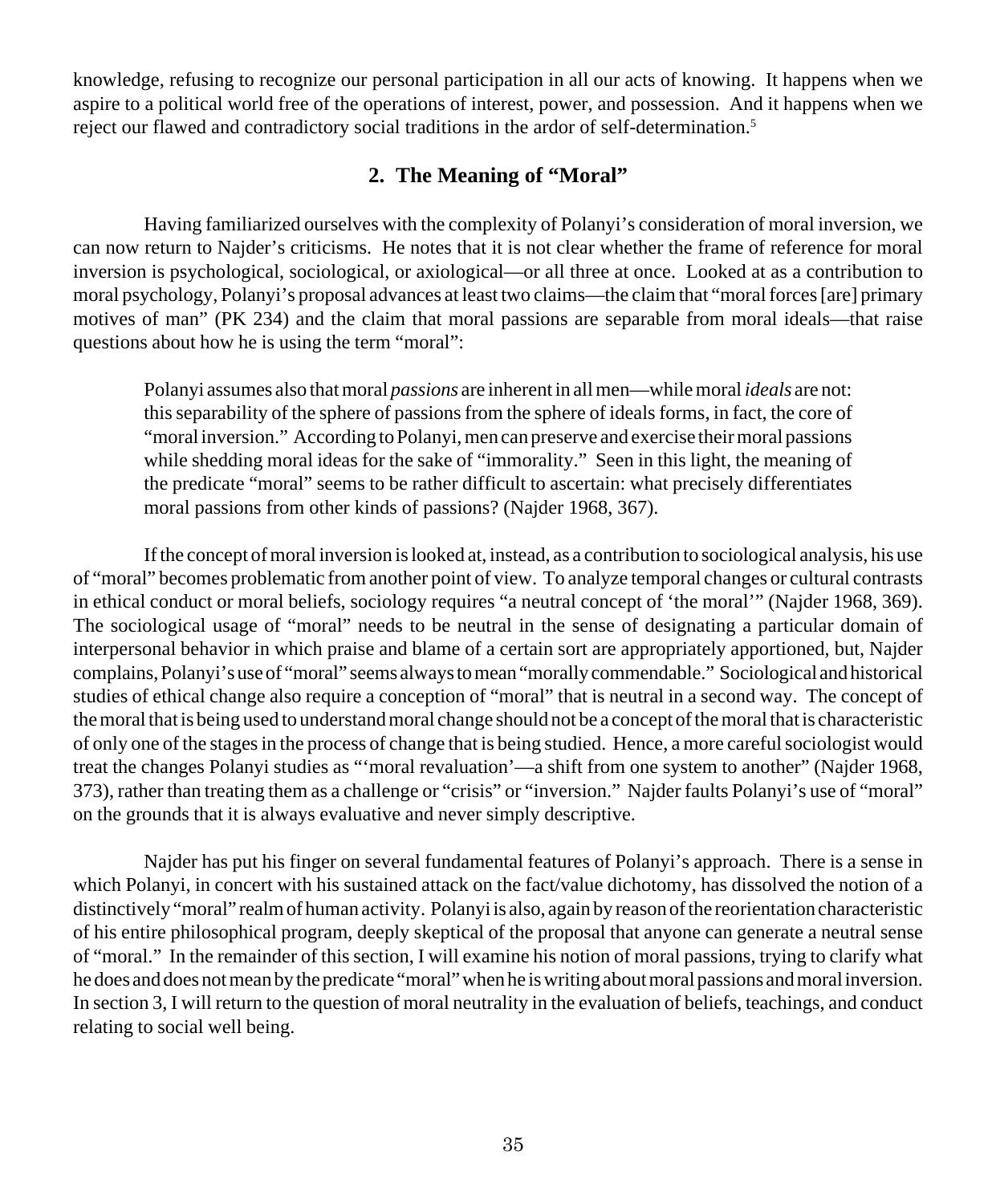knowledge, refusing to recognize our personal participation in all our acts of knowing. It happens when we aspire to a political world free of the operations of interest, power, and possession. And it happens when we reject our flawed and contradictory social traditions in the ardor of self-determination.[5]

## 2. The Meaning of "Moral"

Having familiarized ourselves with the complexity of Polanyi's consideration of moral inversion, we can now return to Najder's criticisms. He notes that it is not clear whether the frame of reference for moral inversion is psychological, sociological, or axiological—or all three at once. Looked at as a contribution to moral psychology, Polanyi's proposal advances at least two claims—the claim that "moral forces [are] primary motives of man" (PK 234) and the claim that moral passions are separable from moral ideals—that raise questions about how he is using the term "moral":

> Polanyi assumes also that moral *passions* are inherent in all men—while moral *ideals* are not: this separability of the sphere of passions from the sphere of ideals forms, in fact, the core of "moral inversion." According to Polanyi, men can preserve and exercise their moral passions while shedding moral ideas for the sake of "immorality." Seen in this light, the meaning of the predicate "moral" seems to be rather difficult to ascertain: what precisely differentiates moral passions from other kinds of passions? (Najder 1968, 367).

If the concept of moral inversion is looked at, instead, as a contribution to sociological analysis, his use of "moral" becomes problematic from another point of view. To analyze temporal changes or cultural contrasts in ethical conduct or moral beliefs, sociology requires "a neutral concept of 'the moral'" (Najder 1968, 369). The sociological usage of "moral" needs to be neutral in the sense of designating a particular domain of interpersonal behavior in which praise and blame of a certain sort are appropriately apportioned, but, Najder complains, Polanyi's use of "moral" seems always to mean "morally commendable." Sociological and historical studies of ethical change also require a conception of "moral" that is neutral in a second way. The concept of the moral that is being used to understand moral change should not be a concept of the moral that is characteristic of only one of the stages in the process of change that is being studied. Hence, a more careful sociologist would treat the changes Polanyi studies as "'moral revaluation'—a shift from one system to another" (Najder 1968, 373), rather than treating them as a challenge or "crisis" or "inversion." Najder faults Polanyi's use of "moral" on the grounds that it is always evaluative and never simply descriptive.

Najder has put his finger on several fundamental features of Polanyi's approach. There is a sense in which Polanyi, in concert with his sustained attack on the fact/value dichotomy, has dissolved the notion of a distinctively "moral" realm of human activity. Polanyi is also, again by reason of the reorientation characteristic of his entire philosophical program, deeply skeptical of the proposal that anyone can generate a neutral sense of "moral." In the remainder of this section, I will examine his notion of moral passions, trying to clarify what he does and does not mean by the predicate "moral" when he is writing about moral passions and moral inversion. In section 3, I will return to the question of moral neutrality in the evaluation of beliefs, teachings, and conduct relating to social well being.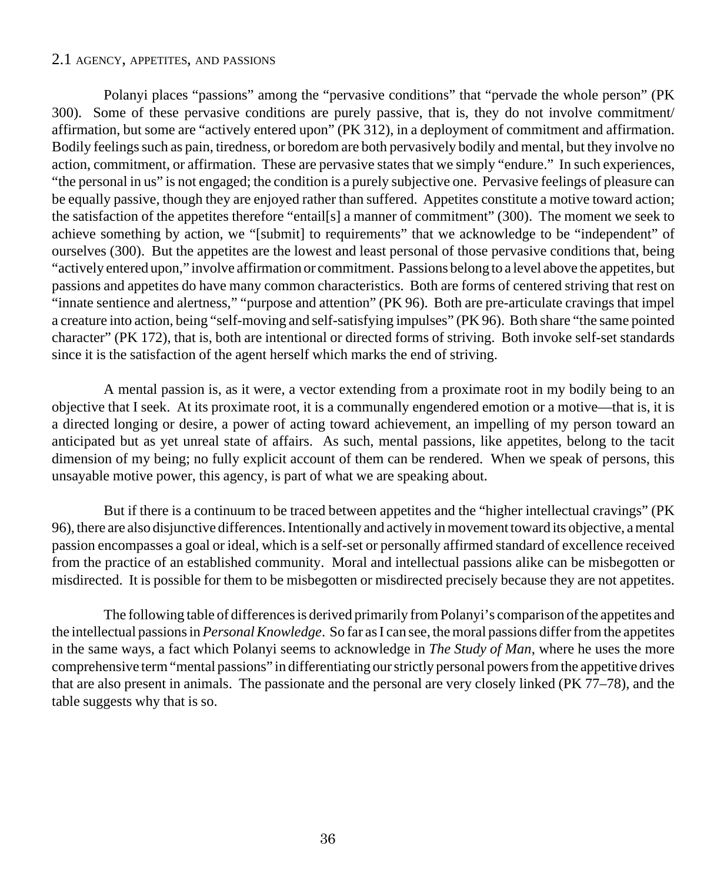## 2.1 AGENCY, APPETITES, AND PASSIONS

Polanyi places "passions" among the "pervasive conditions" that "pervade the whole person" (PK 300). Some of these pervasive conditions are purely passive, that is, they do not involve commitment/ affirmation, but some are "actively entered upon" (PK 312), in a deployment of commitment and affirmation. Bodily feelings such as pain, tiredness, or boredom are both pervasively bodily and mental, but they involve no action, commitment, or affirmation. These are pervasive states that we simply "endure." In such experiences, "the personal in us" is not engaged; the condition is a purely subjective one. Pervasive feelings of pleasure can be equally passive, though they are enjoyed rather than suffered. Appetites constitute a motive toward action; the satisfaction of the appetites therefore "entail[s] a manner of commitment" (300). The moment we seek to achieve something by action, we "[submit] to requirements" that we acknowledge to be "independent" of ourselves (300). But the appetites are the lowest and least personal of those pervasive conditions that, being "actively entered upon," involve affirmation or commitment. Passions belong to a level above the appetites, but passions and appetites do have many common characteristics. Both are forms of centered striving that rest on "innate sentience and alertness," "purpose and attention" (PK 96). Both are pre-articulate cravings that impel a creature into action, being "self-moving and self-satisfying impulses" (PK 96). Both share "the same pointed character" (PK 172), that is, both are intentional or directed forms of striving. Both invoke self-set standards since it is the satisfaction of the agent herself which marks the end of striving.

A mental passion is, as it were, a vector extending from a proximate root in my bodily being to an objective that I seek. At its proximate root, it is a communally engendered emotion or a motive—that is, it is a directed longing or desire, a power of acting toward achievement, an impelling of my person toward an anticipated but as yet unreal state of affairs. As such, mental passions, like appetites, belong to the tacit dimension of my being; no fully explicit account of them can be rendered. When we speak of persons, this unsayable motive power, this agency, is part of what we are speaking about.

But if there is a continuum to be traced between appetites and the "higher intellectual cravings" (PK 96), there are also disjunctive differences. Intentionally and actively in movement toward its objective, a mental passion encompasses a goal or ideal, which is a self-set or personally affirmed standard of excellence received from the practice of an established community. Moral and intellectual passions alike can be misbegotten or misdirected. It is possible for them to be misbegotten or misdirected precisely because they are not appetites.

The following table of differences is derived primarily from Polanyi's comparison of the appetites and the intellectual passions in *Personal Knowledge*. So far as I can see, the moral passions differ from the appetites in the same ways, a fact which Polanyi seems to acknowledge in *The Study of Man*, where he uses the more comprehensive term "mental passions" in differentiating our strictly personal powers from the appetitive drives that are also present in animals. The passionate and the personal are very closely linked (PK 77–78), and the table suggests why that is so.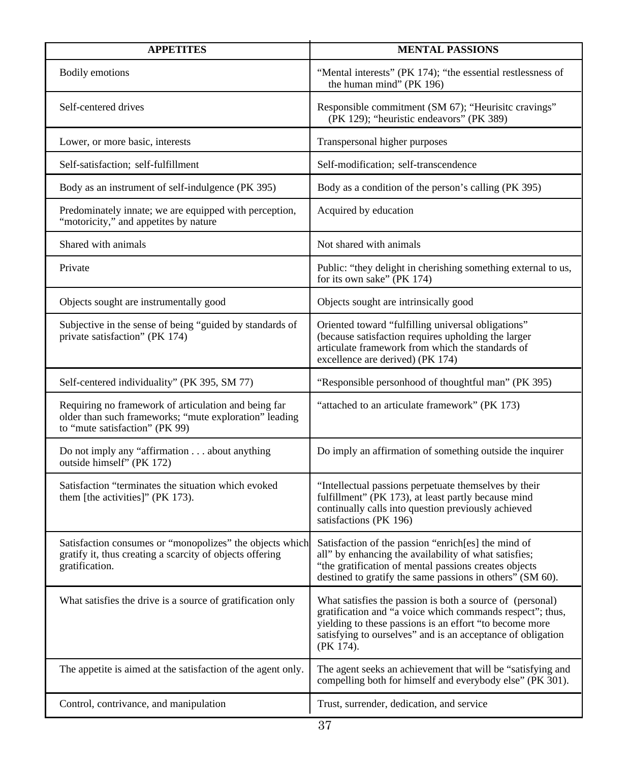| APPETITES | MENTAL PASSIONS |
|---|---|
| Bodily emotions | "Mental interests" (PK 174); "the essential restlessness of the human mind" (PK 196) |
| Self-centered drives | Responsible commitment (SM 67); "Heurisitc cravings" (PK 129); "heuristic endeavors" (PK 389) |
| Lower, or more basic, interests | Transpersonal higher purposes |
| Self-satisfaction; self-fulfillment | Self-modification; self-transcendence |
| Body as an instrument of self-indulgence (PK 395) | Body as a condition of the person's calling (PK 395) |
| Predominately innate; we are equipped with perception, "motoricity," and appetites by nature | Acquired by education |
| Shared with animals | Not shared with animals |
| Private | Public: "they delight in cherishing something external to us, for its own sake" (PK 174) |
| Objects sought are instrumentally good | Objects sought are intrinsically good |
| Subjective in the sense of being "guided by standards of private satisfaction" (PK 174) | Oriented toward "fulfilling universal obligations" (because satisfaction requires upholding the larger articulate framework from which the standards of excellence are derived) (PK 174) |
| Self-centered individuality" (PK 395, SM 77) | "Responsible personhood of thoughtful man" (PK 395) |
| Requiring no framework of articulation and being far older than such frameworks; "mute exploration" leading to "mute satisfaction" (PK 99) | "attached to an articulate framework" (PK 173) |
| Do not imply any "affirmation . . . about anything outside himself" (PK 172) | Do imply an affirmation of something outside the inquirer |
| Satisfaction "terminates the situation which evoked them [the activities]" (PK 173). | "Intellectual passions perpetuate themselves by their fulfillment" (PK 173), at least partly because mind continually calls into question previously achieved satisfactions (PK 196) |
| Satisfaction consumes or "monopolizes" the objects which gratify it, thus creating a scarcity of objects offering gratification. | Satisfaction of the passion "enrich[es] the mind of all" by enhancing the availability of what satisfies; "the gratification of mental passions creates objects destined to gratify the same passions in others" (SM 60). |
| What satisfies the drive is a source of gratification only | What satisfies the passion is both a source of (personal) gratification and "a voice which commands respect"; thus, yielding to these passions is an effort "to become more satisfying to ourselves" and is an acceptance of obligation (PK 174). |
| The appetite is aimed at the satisfaction of the agent only. | The agent seeks an achievement that will be "satisfying and compelling both for himself and everybody else" (PK 301). |
| Control, contrivance, and manipulation | Trust, surrender, dedication, and service |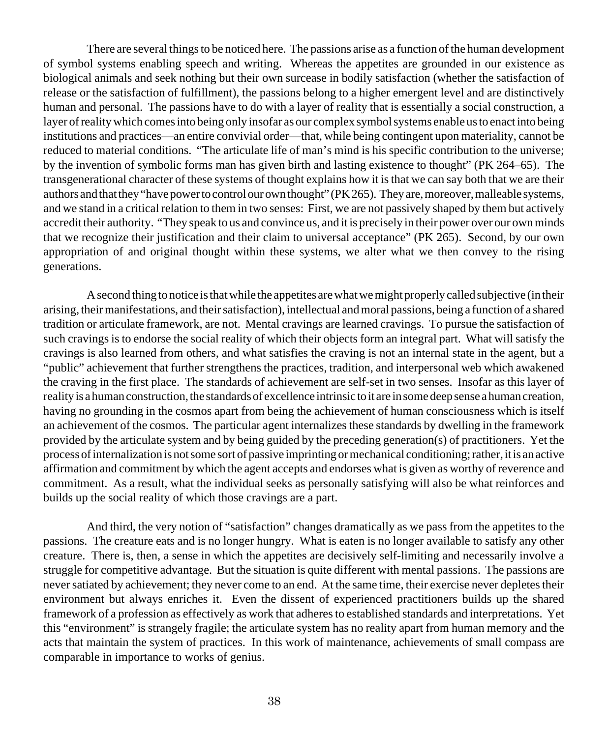There are several things to be noticed here. The passions arise as a function of the human development of symbol systems enabling speech and writing. Whereas the appetites are grounded in our existence as biological animals and seek nothing but their own surcease in bodily satisfaction (whether the satisfaction of release or the satisfaction of fulfillment), the passions belong to a higher emergent level and are distinctively human and personal. The passions have to do with a layer of reality that is essentially a social construction, a layer of reality which comes into being only insofar as our complex symbol systems enable us to enact into being institutions and practices—an entire convivial order—that, while being contingent upon materiality, cannot be reduced to material conditions. "The articulate life of man's mind is his specific contribution to the universe; by the invention of symbolic forms man has given birth and lasting existence to thought" (PK 264–65). The transgenerational character of these systems of thought explains how it is that we can say both that we are their authors and that they "have power to control our own thought" (PK 265). They are, moreover, malleable systems, and we stand in a critical relation to them in two senses: First, we are not passively shaped by them but actively accredit their authority. "They speak to us and convince us, and it is precisely in their power over our own minds that we recognize their justification and their claim to universal acceptance" (PK 265). Second, by our own appropriation of and original thought within these systems, we alter what we then convey to the rising generations.

A second thing to notice is that while the appetites are what we might properly called subjective (in their arising, their manifestations, and their satisfaction), intellectual and moral passions, being a function of a shared tradition or articulate framework, are not. Mental cravings are learned cravings. To pursue the satisfaction of such cravings is to endorse the social reality of which their objects form an integral part. What will satisfy the cravings is also learned from others, and what satisfies the craving is not an internal state in the agent, but a "public" achievement that further strengthens the practices, tradition, and interpersonal web which awakened the craving in the first place. The standards of achievement are self-set in two senses. Insofar as this layer of reality is a human construction, the standards of excellence intrinsic to it are in some deep sense a human creation, having no grounding in the cosmos apart from being the achievement of human consciousness which is itself an achievement of the cosmos. The particular agent internalizes these standards by dwelling in the framework provided by the articulate system and by being guided by the preceding generation(s) of practitioners. Yet the process of internalization is not some sort of passive imprinting or mechanical conditioning; rather, it is an active affirmation and commitment by which the agent accepts and endorses what is given as worthy of reverence and commitment. As a result, what the individual seeks as personally satisfying will also be what reinforces and builds up the social reality of which those cravings are a part.

And third, the very notion of "satisfaction" changes dramatically as we pass from the appetites to the passions. The creature eats and is no longer hungry. What is eaten is no longer available to satisfy any other creature. There is, then, a sense in which the appetites are decisively self-limiting and necessarily involve a struggle for competitive advantage. But the situation is quite different with mental passions. The passions are never satiated by achievement; they never come to an end. At the same time, their exercise never depletes their environment but always enriches it. Even the dissent of experienced practitioners builds up the shared framework of a profession as effectively as work that adheres to established standards and interpretations. Yet this "environment" is strangely fragile; the articulate system has no reality apart from human memory and the acts that maintain the system of practices. In this work of maintenance, achievements of small compass are comparable in importance to works of genius.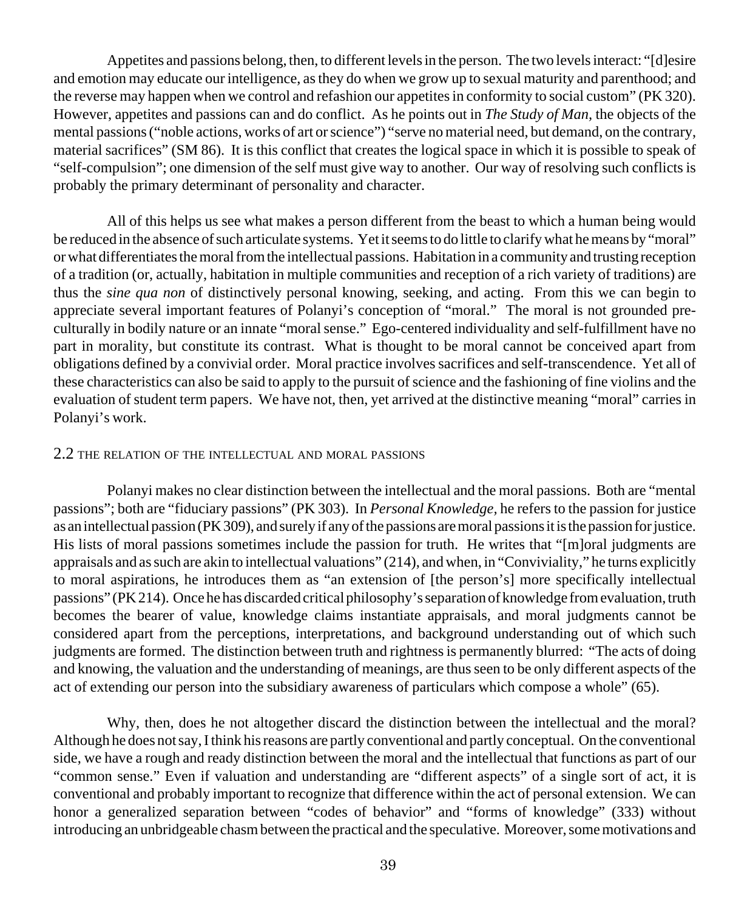Appetites and passions belong, then, to different levels in the person. The two levels interact: "[d]esire and emotion may educate our intelligence, as they do when we grow up to sexual maturity and parenthood; and the reverse may happen when we control and refashion our appetites in conformity to social custom" (PK 320). However, appetites and passions can and do conflict. As he points out in *The Study of Man,* the objects of the mental passions ("noble actions, works of art or science") "serve no material need, but demand, on the contrary, material sacrifices" (SM 86). It is this conflict that creates the logical space in which it is possible to speak of "self-compulsion"; one dimension of the self must give way to another. Our way of resolving such conflicts is probably the primary determinant of personality and character.

All of this helps us see what makes a person different from the beast to which a human being would be reduced in the absence of such articulate systems. Yet it seems to do little to clarify what he means by "moral" or what differentiates the moral from the intellectual passions. Habitation in a community and trusting reception of a tradition (or, actually, habitation in multiple communities and reception of a rich variety of traditions) are thus the *sine qua non* of distinctively personal knowing, seeking, and acting. From this we can begin to appreciate several important features of Polanyi's conception of "moral." The moral is not grounded pre-culturally in bodily nature or an innate "moral sense." Ego-centered individuality and self-fulfillment have no part in morality, but constitute its contrast. What is thought to be moral cannot be conceived apart from obligations defined by a convivial order. Moral practice involves sacrifices and self-transcendence. Yet all of these characteristics can also be said to apply to the pursuit of science and the fashioning of fine violins and the evaluation of student term papers. We have not, then, yet arrived at the distinctive meaning "moral" carries in Polanyi's work.

## 2.2 THE RELATION OF THE INTELLECTUAL AND MORAL PASSIONS

Polanyi makes no clear distinction between the intellectual and the moral passions. Both are "mental passions"; both are "fiduciary passions" (PK 303). In *Personal Knowledge,* he refers to the passion for justice as an intellectual passion (PK 309), and surely if any of the passions are moral passions it is the passion for justice. His lists of moral passions sometimes include the passion for truth. He writes that "[m]oral judgments are appraisals and as such are akin to intellectual valuations" (214), and when, in "Conviviality," he turns explicitly to moral aspirations, he introduces them as "an extension of [the person's] more specifically intellectual passions" (PK 214). Once he has discarded critical philosophy's separation of knowledge from evaluation, truth becomes the bearer of value, knowledge claims instantiate appraisals, and moral judgments cannot be considered apart from the perceptions, interpretations, and background understanding out of which such judgments are formed. The distinction between truth and rightness is permanently blurred: "The acts of doing and knowing, the valuation and the understanding of meanings, are thus seen to be only different aspects of the act of extending our person into the subsidiary awareness of particulars which compose a whole" (65).

Why, then, does he not altogether discard the distinction between the intellectual and the moral? Although he does not say, I think his reasons are partly conventional and partly conceptual. On the conventional side, we have a rough and ready distinction between the moral and the intellectual that functions as part of our "common sense." Even if valuation and understanding are "different aspects" of a single sort of act, it is conventional and probably important to recognize that difference within the act of personal extension. We can honor a generalized separation between "codes of behavior" and "forms of knowledge" (333) without introducing an unbridgeable chasm between the practical and the speculative. Moreover, some motivations and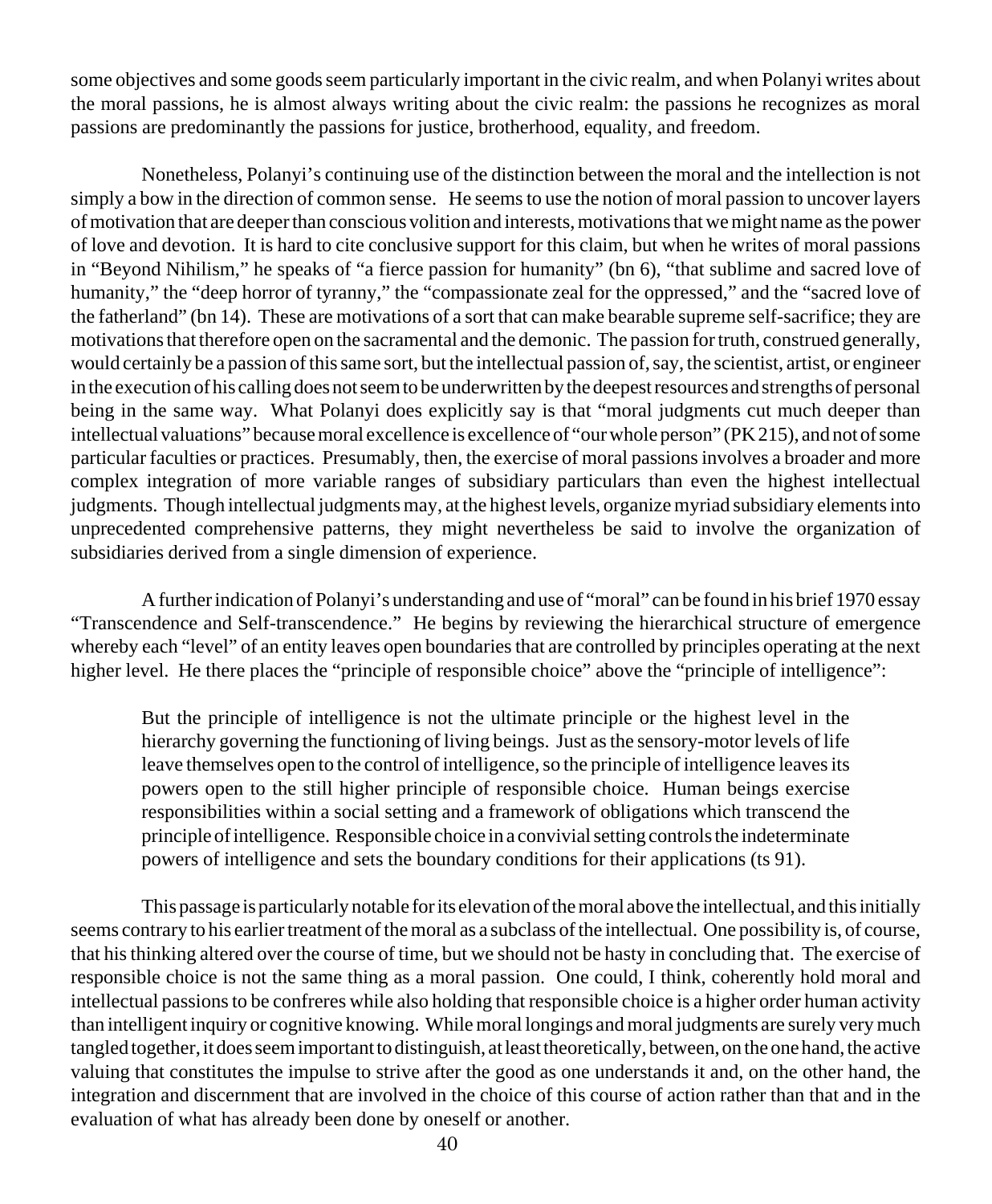some objectives and some goods seem particularly important in the civic realm, and when Polanyi writes about the moral passions, he is almost always writing about the civic realm: the passions he recognizes as moral passions are predominantly the passions for justice, brotherhood, equality, and freedom.

Nonetheless, Polanyi's continuing use of the distinction between the moral and the intellection is not simply a bow in the direction of common sense. He seems to use the notion of moral passion to uncover layers of motivation that are deeper than conscious volition and interests, motivations that we might name as the power of love and devotion. It is hard to cite conclusive support for this claim, but when he writes of moral passions in "Beyond Nihilism," he speaks of "a fierce passion for humanity" (bn 6), "that sublime and sacred love of humanity," the "deep horror of tyranny," the "compassionate zeal for the oppressed," and the "sacred love of the fatherland" (bn 14). These are motivations of a sort that can make bearable supreme self-sacrifice; they are motivations that therefore open on the sacramental and the demonic. The passion for truth, construed generally, would certainly be a passion of this same sort, but the intellectual passion of, say, the scientist, artist, or engineer in the execution of his calling does not seem to be underwritten by the deepest resources and strengths of personal being in the same way. What Polanyi does explicitly say is that "moral judgments cut much deeper than intellectual valuations" because moral excellence is excellence of "our whole person" (PK 215), and not of some particular faculties or practices. Presumably, then, the exercise of moral passions involves a broader and more complex integration of more variable ranges of subsidiary particulars than even the highest intellectual judgments. Though intellectual judgments may, at the highest levels, organize myriad subsidiary elements into unprecedented comprehensive patterns, they might nevertheless be said to involve the organization of subsidiaries derived from a single dimension of experience.

A further indication of Polanyi's understanding and use of "moral" can be found in his brief 1970 essay "Transcendence and Self-transcendence." He begins by reviewing the hierarchical structure of emergence whereby each "level" of an entity leaves open boundaries that are controlled by principles operating at the next higher level. He there places the "principle of responsible choice" above the "principle of intelligence":

> But the principle of intelligence is not the ultimate principle or the highest level in the hierarchy governing the functioning of living beings. Just as the sensory-motor levels of life leave themselves open to the control of intelligence, so the principle of intelligence leaves its powers open to the still higher principle of responsible choice. Human beings exercise responsibilities within a social setting and a framework of obligations which transcend the principle of intelligence. Responsible choice in a convivial setting controls the indeterminate powers of intelligence and sets the boundary conditions for their applications (ts 91).

This passage is particularly notable for its elevation of the moral above the intellectual, and this initially seems contrary to his earlier treatment of the moral as a subclass of the intellectual. One possibility is, of course, that his thinking altered over the course of time, but we should not be hasty in concluding that. The exercise of responsible choice is not the same thing as a moral passion. One could, I think, coherently hold moral and intellectual passions to be confreres while also holding that responsible choice is a higher order human activity than intelligent inquiry or cognitive knowing. While moral longings and moral judgments are surely very much tangled together, it does seem important to distinguish, at least theoretically, between, on the one hand, the active valuing that constitutes the impulse to strive after the good as one understands it and, on the other hand, the integration and discernment that are involved in the choice of this course of action rather than that and in the evaluation of what has already been done by oneself or another.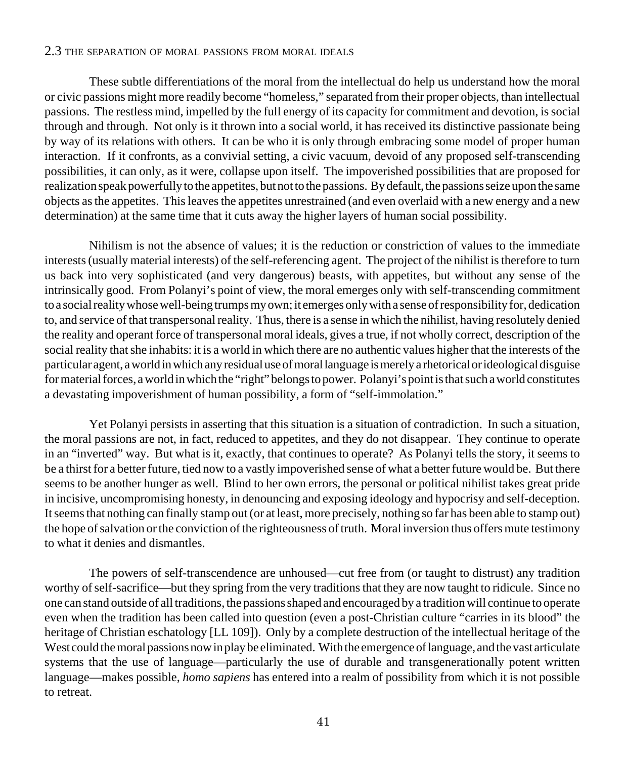## 2.3 THE SEPARATION OF MORAL PASSIONS FROM MORAL IDEALS

These subtle differentiations of the moral from the intellectual do help us understand how the moral or civic passions might more readily become "homeless," separated from their proper objects, than intellectual passions. The restless mind, impelled by the full energy of its capacity for commitment and devotion, is social through and through. Not only is it thrown into a social world, it has received its distinctive passionate being by way of its relations with others. It can be who it is only through embracing some model of proper human interaction. If it confronts, as a convivial setting, a civic vacuum, devoid of any proposed self-transcending possibilities, it can only, as it were, collapse upon itself. The impoverished possibilities that are proposed for realization speak powerfully to the appetites, but not to the passions. By default, the passions seize upon the same objects as the appetites. This leaves the appetites unrestrained (and even overlaid with a new energy and a new determination) at the same time that it cuts away the higher layers of human social possibility.

Nihilism is not the absence of values; it is the reduction or constriction of values to the immediate interests (usually material interests) of the self-referencing agent. The project of the nihilist is therefore to turn us back into very sophisticated (and very dangerous) beasts, with appetites, but without any sense of the intrinsically good. From Polanyi's point of view, the moral emerges only with self-transcending commitment to a social reality whose well-being trumps my own; it emerges only with a sense of responsibility for, dedication to, and service of that transpersonal reality. Thus, there is a sense in which the nihilist, having resolutely denied the reality and operant force of transpersonal moral ideals, gives a true, if not wholly correct, description of the social reality that she inhabits: it is a world in which there are no authentic values higher that the interests of the particular agent, a world in which any residual use of moral language is merely a rhetorical or ideological disguise for material forces, a world in which the "right" belongs to power. Polanyi's point is that such a world constitutes a devastating impoverishment of human possibility, a form of "self-immolation."

Yet Polanyi persists in asserting that this situation is a situation of contradiction. In such a situation, the moral passions are not, in fact, reduced to appetites, and they do not disappear. They continue to operate in an "inverted" way. But what is it, exactly, that continues to operate? As Polanyi tells the story, it seems to be a thirst for a better future, tied now to a vastly impoverished sense of what a better future would be. But there seems to be another hunger as well. Blind to her own errors, the personal or political nihilist takes great pride in incisive, uncompromising honesty, in denouncing and exposing ideology and hypocrisy and self-deception. It seems that nothing can finally stamp out (or at least, more precisely, nothing so far has been able to stamp out) the hope of salvation or the conviction of the righteousness of truth. Moral inversion thus offers mute testimony to what it denies and dismantles.

The powers of self-transcendence are unhoused—cut free from (or taught to distrust) any tradition worthy of self-sacrifice—but they spring from the very traditions that they are now taught to ridicule. Since no one can stand outside of all traditions, the passions shaped and encouraged by a tradition will continue to operate even when the tradition has been called into question (even a post-Christian culture "carries in its blood" the heritage of Christian eschatology [LL 109]). Only by a complete destruction of the intellectual heritage of the West could the moral passions now in play be eliminated. With the emergence of language, and the vast articulate systems that the use of language—particularly the use of durable and transgenerationally potent written language—makes possible, *homo sapiens* has entered into a realm of possibility from which it is not possible to retreat.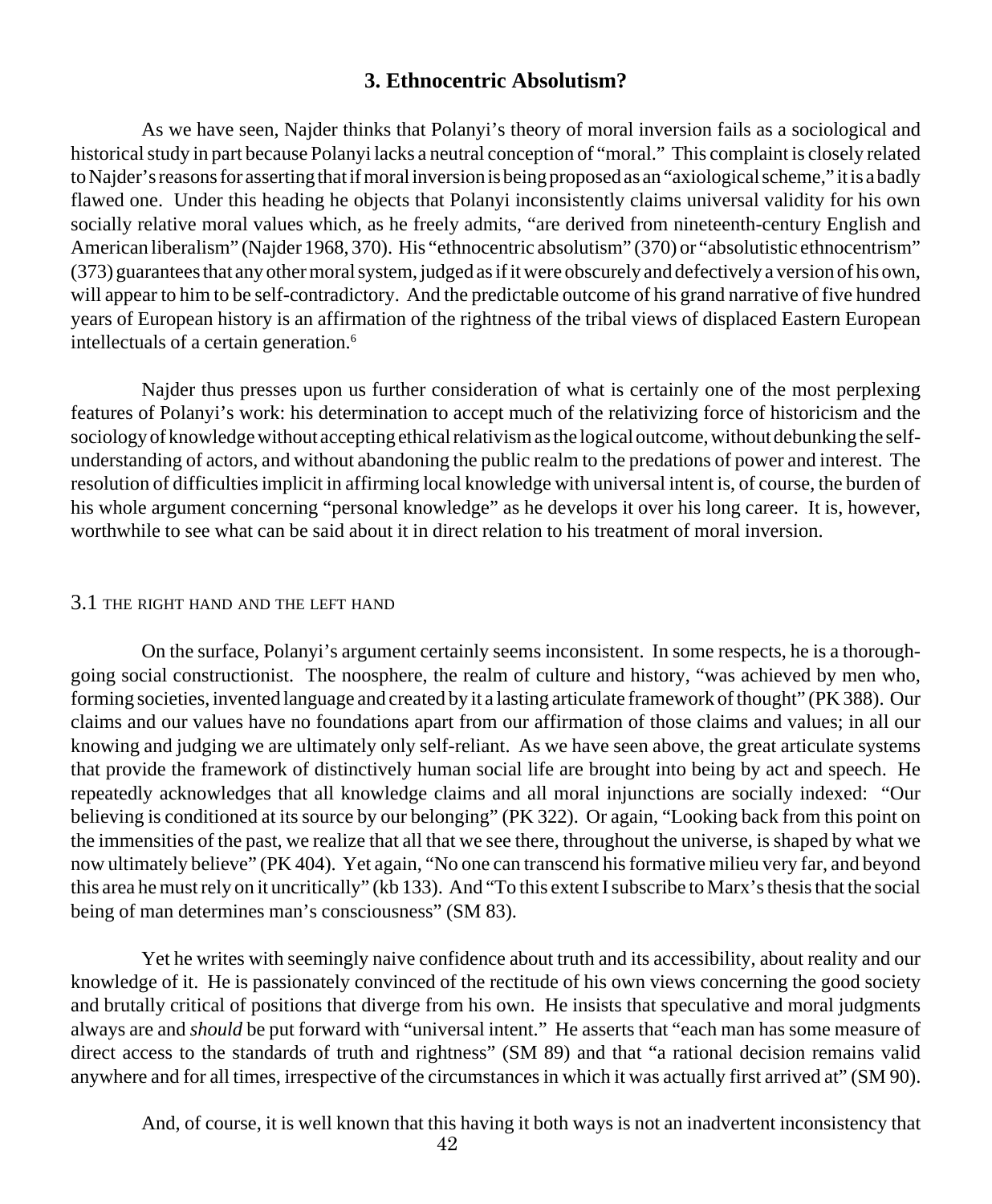## 3. Ethnocentric Absolutism?

As we have seen, Najder thinks that Polanyi's theory of moral inversion fails as a sociological and historical study in part because Polanyi lacks a neutral conception of "moral." This complaint is closely related to Najder's reasons for asserting that if moral inversion is being proposed as an "axiological scheme," it is a badly flawed one. Under this heading he objects that Polanyi inconsistently claims universal validity for his own socially relative moral values which, as he freely admits, "are derived from nineteenth-century English and American liberalism" (Najder 1968, 370). His "ethnocentric absolutism" (370) or "absolutistic ethnocentrism" (373) guarantees that any other moral system, judged as if it were obscurely and defectively a version of his own, will appear to him to be self-contradictory. And the predictable outcome of his grand narrative of five hundred years of European history is an affirmation of the rightness of the tribal views of displaced Eastern European intellectuals of a certain generation.[6]

Najder thus presses upon us further consideration of what is certainly one of the most perplexing features of Polanyi's work: his determination to accept much of the relativizing force of historicism and the sociology of knowledge without accepting ethical relativism as the logical outcome, without debunking the self-understanding of actors, and without abandoning the public realm to the predations of power and interest. The resolution of difficulties implicit in affirming local knowledge with universal intent is, of course, the burden of his whole argument concerning "personal knowledge" as he develops it over his long career. It is, however, worthwhile to see what can be said about it in direct relation to his treatment of moral inversion.

### 3.1 The Right Hand and the Left Hand

On the surface, Polanyi's argument certainly seems inconsistent. In some respects, he is a thorough-going social constructionist. The noosphere, the realm of culture and history, "was achieved by men who, forming societies, invented language and created by it a lasting articulate framework of thought" (PK 388). Our claims and our values have no foundations apart from our affirmation of those claims and values; in all our knowing and judging we are ultimately only self-reliant. As we have seen above, the great articulate systems that provide the framework of distinctively human social life are brought into being by act and speech. He repeatedly acknowledges that all knowledge claims and all moral injunctions are socially indexed: "Our believing is conditioned at its source by our belonging" (PK 322). Or again, "Looking back from this point on the immensities of the past, we realize that all that we see there, throughout the universe, is shaped by what we now ultimately believe" (PK 404). Yet again, "No one can transcend his formative milieu very far, and beyond this area he must rely on it uncritically" (kb 133). And "To this extent I subscribe to Marx's thesis that the social being of man determines man's consciousness" (SM 83).

Yet he writes with seemingly naive confidence about truth and its accessibility, about reality and our knowledge of it. He is passionately convinced of the rectitude of his own views concerning the good society and brutally critical of positions that diverge from his own. He insists that speculative and moral judgments always are and *should* be put forward with "universal intent." He asserts that "each man has some measure of direct access to the standards of truth and rightness" (SM 89) and that "a rational decision remains valid anywhere and for all times, irrespective of the circumstances in which it was actually first arrived at" (SM 90).

And, of course, it is well known that this having it both ways is not an inadvertent inconsistency that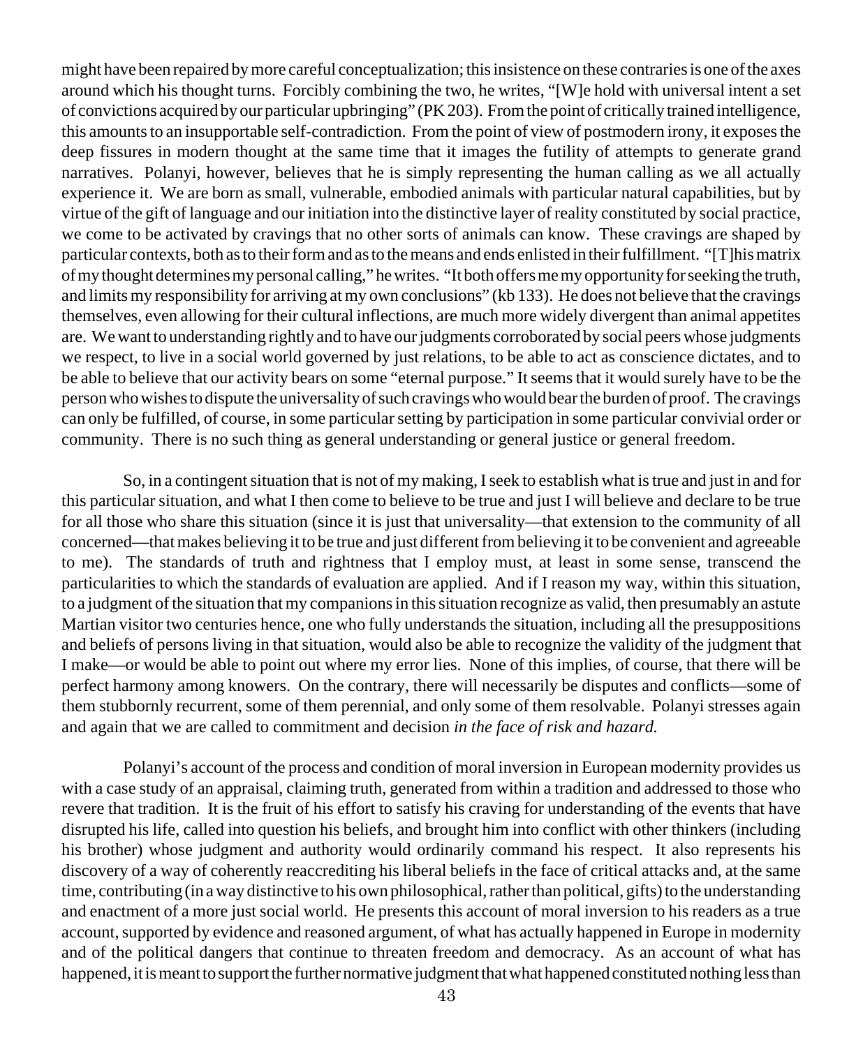might have been repaired by more careful conceptualization; this insistence on these contraries is one of the axes around which his thought turns. Forcibly combining the two, he writes, "[W]e hold with universal intent a set of convictions acquired by our particular upbringing" (PK 203). From the point of critically trained intelligence, this amounts to an insupportable self-contradiction. From the point of view of postmodern irony, it exposes the deep fissures in modern thought at the same time that it images the futility of attempts to generate grand narratives. Polanyi, however, believes that he is simply representing the human calling as we all actually experience it. We are born as small, vulnerable, embodied animals with particular natural capabilities, but by virtue of the gift of language and our initiation into the distinctive layer of reality constituted by social practice, we come to be activated by cravings that no other sorts of animals can know. These cravings are shaped by particular contexts, both as to their form and as to the means and ends enlisted in their fulfillment. "[T]his matrix of my thought determines my personal calling," he writes. "It both offers me my opportunity for seeking the truth, and limits my responsibility for arriving at my own conclusions" (kb 133). He does not believe that the cravings themselves, even allowing for their cultural inflections, are much more widely divergent than animal appetites are. We want to understanding rightly and to have our judgments corroborated by social peers whose judgments we respect, to live in a social world governed by just relations, to be able to act as conscience dictates, and to be able to believe that our activity bears on some "eternal purpose." It seems that it would surely have to be the person who wishes to dispute the universality of such cravings who would bear the burden of proof. The cravings can only be fulfilled, of course, in some particular setting by participation in some particular convivial order or community. There is no such thing as general understanding or general justice or general freedom.

So, in a contingent situation that is not of my making, I seek to establish what is true and just in and for this particular situation, and what I then come to believe to be true and just I will believe and declare to be true for all those who share this situation (since it is just that universality—that extension to the community of all concerned—that makes believing it to be true and just different from believing it to be convenient and agreeable to me). The standards of truth and rightness that I employ must, at least in some sense, transcend the particularities to which the standards of evaluation are applied. And if I reason my way, within this situation, to a judgment of the situation that my companions in this situation recognize as valid, then presumably an astute Martian visitor two centuries hence, one who fully understands the situation, including all the presuppositions and beliefs of persons living in that situation, would also be able to recognize the validity of the judgment that I make—or would be able to point out where my error lies. None of this implies, of course, that there will be perfect harmony among knowers. On the contrary, there will necessarily be disputes and conflicts—some of them stubbornly recurrent, some of them perennial, and only some of them resolvable. Polanyi stresses again and again that we are called to commitment and decision *in the face of risk and hazard.*

Polanyi's account of the process and condition of moral inversion in European modernity provides us with a case study of an appraisal, claiming truth, generated from within a tradition and addressed to those who revere that tradition. It is the fruit of his effort to satisfy his craving for understanding of the events that have disrupted his life, called into question his beliefs, and brought him into conflict with other thinkers (including his brother) whose judgment and authority would ordinarily command his respect. It also represents his discovery of a way of coherently reaccrediting his liberal beliefs in the face of critical attacks and, at the same time, contributing (in a way distinctive to his own philosophical, rather than political, gifts) to the understanding and enactment of a more just social world. He presents this account of moral inversion to his readers as a true account, supported by evidence and reasoned argument, of what has actually happened in Europe in modernity and of the political dangers that continue to threaten freedom and democracy. As an account of what has happened, it is meant to support the further normative judgment that what happened constituted nothing less than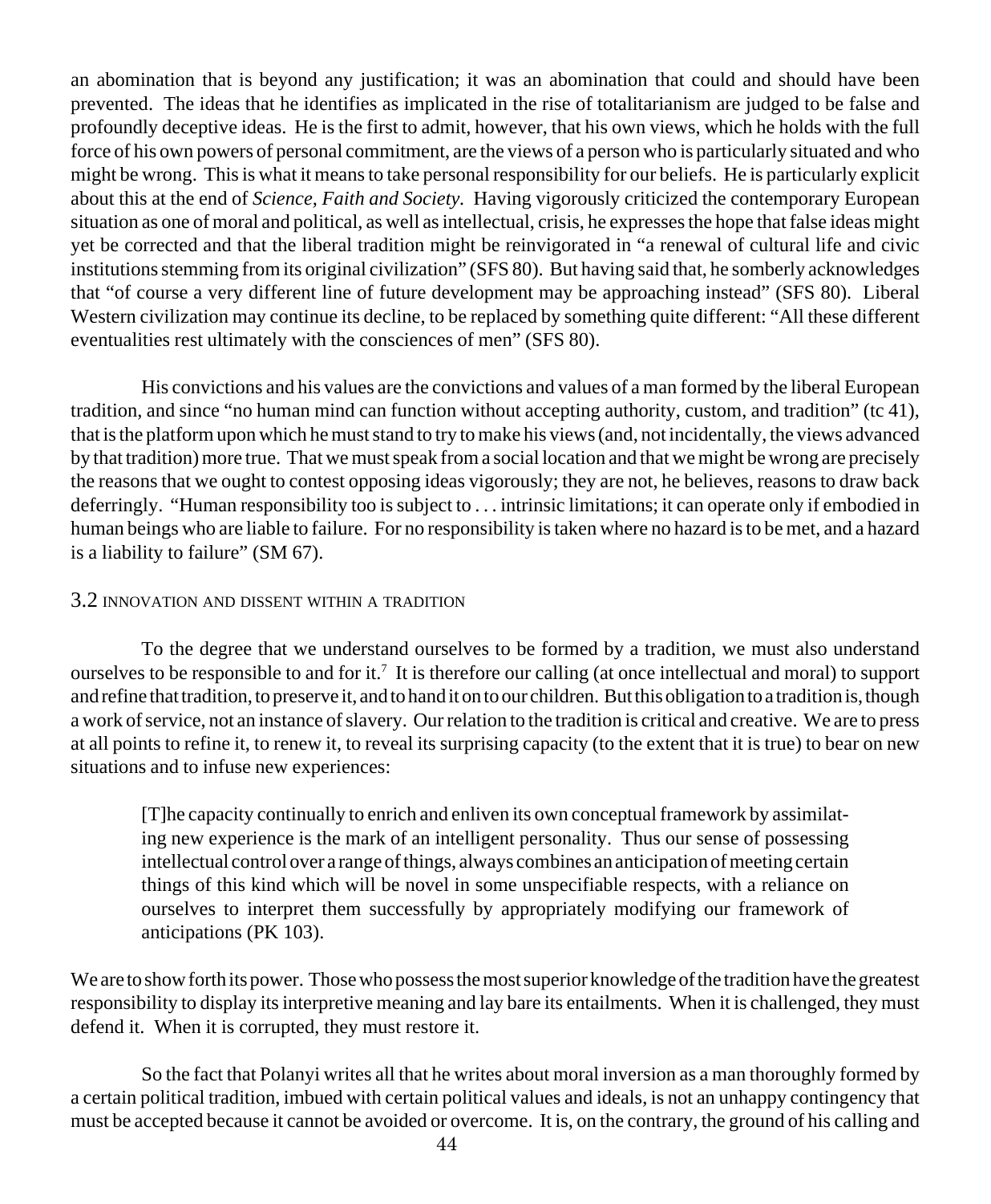an abomination that is beyond any justification; it was an abomination that could and should have been prevented. The ideas that he identifies as implicated in the rise of totalitarianism are judged to be false and profoundly deceptive ideas. He is the first to admit, however, that his own views, which he holds with the full force of his own powers of personal commitment, are the views of a person who is particularly situated and who might be wrong. This is what it means to take personal responsibility for our beliefs. He is particularly explicit about this at the end of *Science, Faith and Society*. Having vigorously criticized the contemporary European situation as one of moral and political, as well as intellectual, crisis, he expresses the hope that false ideas might yet be corrected and that the liberal tradition might be reinvigorated in "a renewal of cultural life and civic institutions stemming from its original civilization" (SFS 80). But having said that, he somberly acknowledges that "of course a very different line of future development may be approaching instead" (SFS 80). Liberal Western civilization may continue its decline, to be replaced by something quite different: "All these different eventualities rest ultimately with the consciences of men" (SFS 80).

His convictions and his values are the convictions and values of a man formed by the liberal European tradition, and since "no human mind can function without accepting authority, custom, and tradition" (tc 41), that is the platform upon which he must stand to try to make his views (and, not incidentally, the views advanced by that tradition) more true. That we must speak from a social location and that we might be wrong are precisely the reasons that we ought to contest opposing ideas vigorously; they are not, he believes, reasons to draw back deferringly. "Human responsibility too is subject to . . . intrinsic limitations; it can operate only if embodied in human beings who are liable to failure. For no responsibility is taken where no hazard is to be met, and a hazard is a liability to failure" (SM 67).

### 3.2 Innovation and Dissent Within a Tradition

To the degree that we understand ourselves to be formed by a tradition, we must also understand ourselves to be responsible to and for it.[7] It is therefore our calling (at once intellectual and moral) to support and refine that tradition, to preserve it, and to hand it on to our children. But this obligation to a tradition is, though a work of service, not an instance of slavery. Our relation to the tradition is critical and creative. We are to press at all points to refine it, to renew it, to reveal its surprising capacity (to the extent that it is true) to bear on new situations and to infuse new experiences:

> [T]he capacity continually to enrich and enliven its own conceptual framework by assimilating new experience is the mark of an intelligent personality. Thus our sense of possessing intellectual control over a range of things, always combines an anticipation of meeting certain things of this kind which will be novel in some unspecifiable respects, with a reliance on ourselves to interpret them successfully by appropriately modifying our framework of anticipations (PK 103).

We are to show forth its power. Those who possess the most superior knowledge of the tradition have the greatest responsibility to display its interpretive meaning and lay bare its entailments. When it is challenged, they must defend it. When it is corrupted, they must restore it.

So the fact that Polanyi writes all that he writes about moral inversion as a man thoroughly formed by a certain political tradition, imbued with certain political values and ideals, is not an unhappy contingency that must be accepted because it cannot be avoided or overcome. It is, on the contrary, the ground of his calling and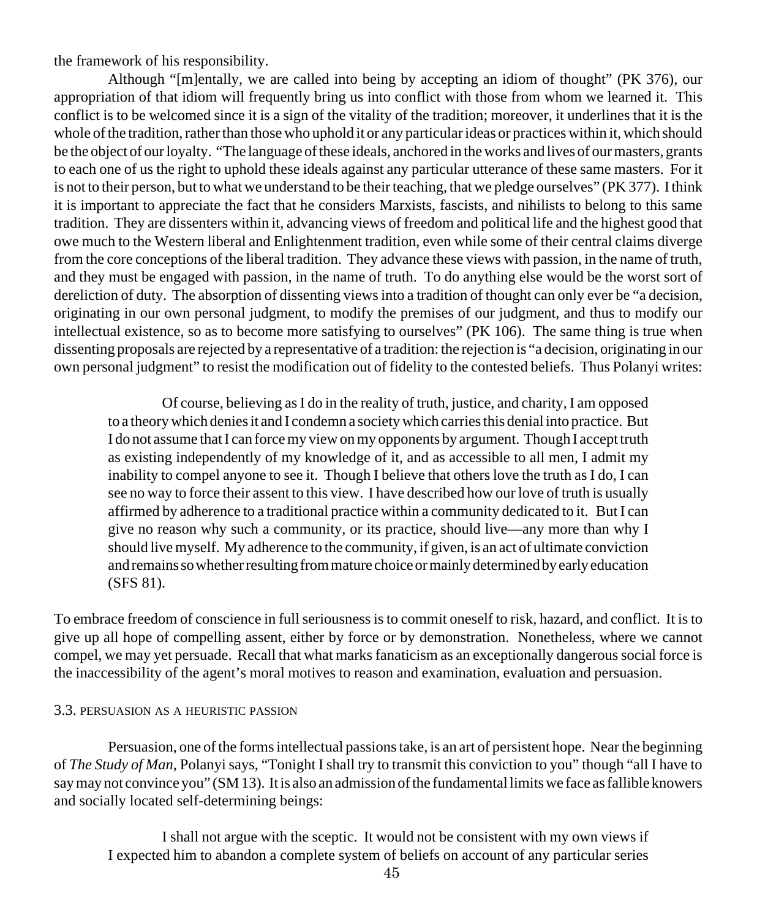the framework of his responsibility.

Although "[m]entally, we are called into being by accepting an idiom of thought" (PK 376), our appropriation of that idiom will frequently bring us into conflict with those from whom we learned it. This conflict is to be welcomed since it is a sign of the vitality of the tradition; moreover, it underlines that it is the whole of the tradition, rather than those who uphold it or any particular ideas or practices within it, which should be the object of our loyalty. "The language of these ideals, anchored in the works and lives of our masters, grants to each one of us the right to uphold these ideals against any particular utterance of these same masters. For it is not to their person, but to what we understand to be their teaching, that we pledge ourselves" (PK 377). I think it is important to appreciate the fact that he considers Marxists, fascists, and nihilists to belong to this same tradition. They are dissenters within it, advancing views of freedom and political life and the highest good that owe much to the Western liberal and Enlightenment tradition, even while some of their central claims diverge from the core conceptions of the liberal tradition. They advance these views with passion, in the name of truth, and they must be engaged with passion, in the name of truth. To do anything else would be the worst sort of dereliction of duty. The absorption of dissenting views into a tradition of thought can only ever be "a decision, originating in our own personal judgment, to modify the premises of our judgment, and thus to modify our intellectual existence, so as to become more satisfying to ourselves" (PK 106). The same thing is true when dissenting proposals are rejected by a representative of a tradition: the rejection is "a decision, originating in our own personal judgment" to resist the modification out of fidelity to the contested beliefs. Thus Polanyi writes:

> Of course, believing as I do in the reality of truth, justice, and charity, I am opposed to a theory which denies it and I condemn a society which carries this denial into practice. But I do not assume that I can force my view on my opponents by argument. Though I accept truth as existing independently of my knowledge of it, and as accessible to all men, I admit my inability to compel anyone to see it. Though I believe that others love the truth as I do, I can see no way to force their assent to this view. I have described how our love of truth is usually affirmed by adherence to a traditional practice within a community dedicated to it. But I can give no reason why such a community, or its practice, should live—any more than why I should live myself. My adherence to the community, if given, is an act of ultimate conviction and remains so whether resulting from mature choice or mainly determined by early education (SFS 81).

To embrace freedom of conscience in full seriousness is to commit oneself to risk, hazard, and conflict. It is to give up all hope of compelling assent, either by force or by demonstration. Nonetheless, where we cannot compel, we may yet persuade. Recall that what marks fanaticism as an exceptionally dangerous social force is the inaccessibility of the agent's moral motives to reason and examination, evaluation and persuasion.

### 3.3. Persuasion as a heuristic passion

Persuasion, one of the forms intellectual passions take, is an art of persistent hope. Near the beginning of *The Study of Man*, Polanyi says, "Tonight I shall try to transmit this conviction to you" though "all I have to say may not convince you" (SM 13). It is also an admission of the fundamental limits we face as fallible knowers and socially located self-determining beings:

> I shall not argue with the sceptic. It would not be consistent with my own views if I expected him to abandon a complete system of beliefs on account of any particular series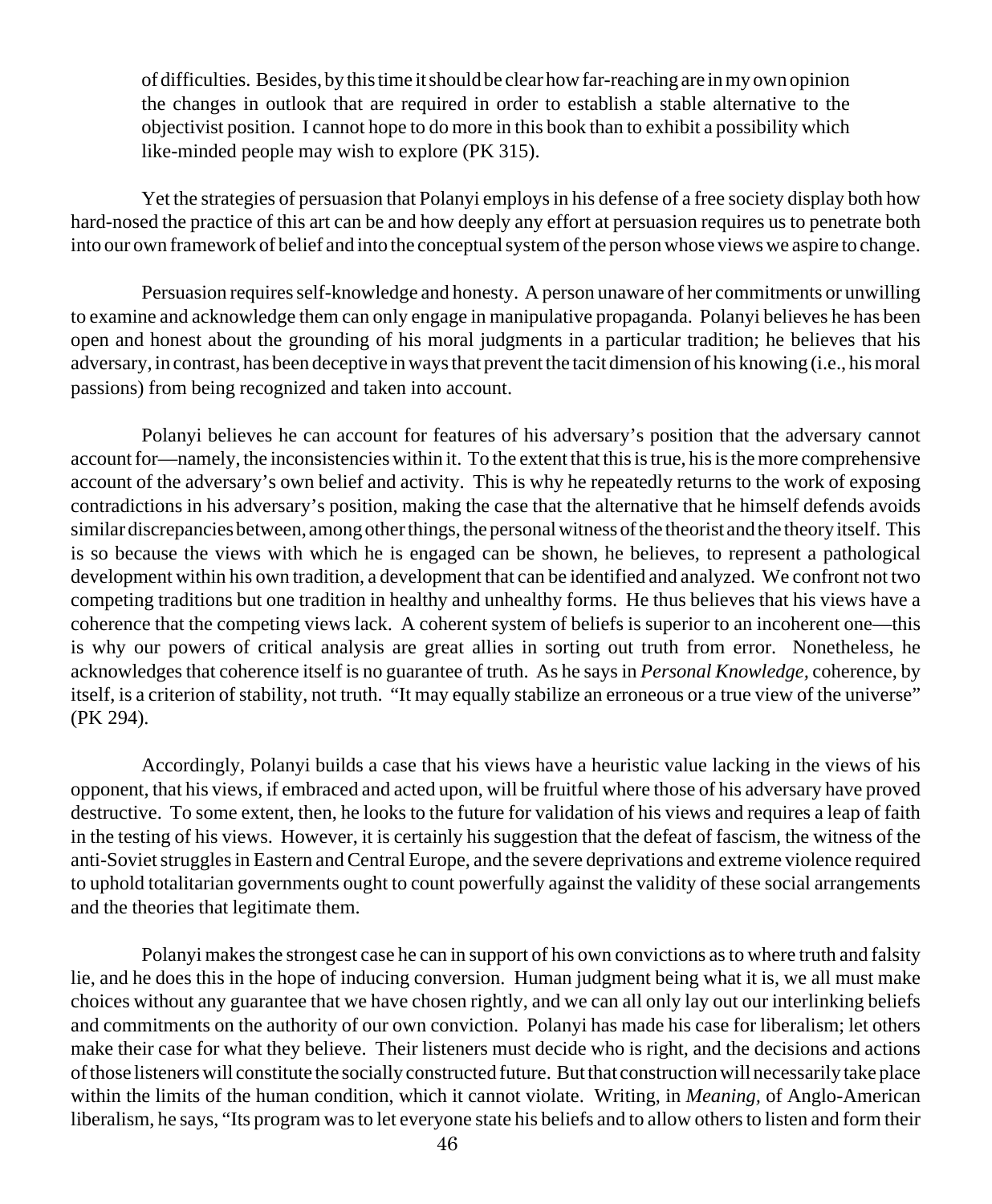> of difficulties. Besides, by this time it should be clear how far-reaching are in my own opinion the changes in outlook that are required in order to establish a stable alternative to the objectivist position. I cannot hope to do more in this book than to exhibit a possibility which like-minded people may wish to explore (PK 315).

Yet the strategies of persuasion that Polanyi employs in his defense of a free society display both how hard-nosed the practice of this art can be and how deeply any effort at persuasion requires us to penetrate both into our own framework of belief and into the conceptual system of the person whose views we aspire to change.

Persuasion requires self-knowledge and honesty. A person unaware of her commitments or unwilling to examine and acknowledge them can only engage in manipulative propaganda. Polanyi believes he has been open and honest about the grounding of his moral judgments in a particular tradition; he believes that his adversary, in contrast, has been deceptive in ways that prevent the tacit dimension of his knowing (i.e., his moral passions) from being recognized and taken into account.

Polanyi believes he can account for features of his adversary's position that the adversary cannot account for—namely, the inconsistencies within it. To the extent that this is true, his is the more comprehensive account of the adversary's own belief and activity. This is why he repeatedly returns to the work of exposing contradictions in his adversary's position, making the case that the alternative that he himself defends avoids similar discrepancies between, among other things, the personal witness of the theorist and the theory itself. This is so because the views with which he is engaged can be shown, he believes, to represent a pathological development within his own tradition, a development that can be identified and analyzed. We confront not two competing traditions but one tradition in healthy and unhealthy forms. He thus believes that his views have a coherence that the competing views lack. A coherent system of beliefs is superior to an incoherent one—this is why our powers of critical analysis are great allies in sorting out truth from error. Nonetheless, he acknowledges that coherence itself is no guarantee of truth. As he says in *Personal Knowledge,* coherence, by itself, is a criterion of stability, not truth. "It may equally stabilize an erroneous or a true view of the universe" (PK 294).

Accordingly, Polanyi builds a case that his views have a heuristic value lacking in the views of his opponent, that his views, if embraced and acted upon, will be fruitful where those of his adversary have proved destructive. To some extent, then, he looks to the future for validation of his views and requires a leap of faith in the testing of his views. However, it is certainly his suggestion that the defeat of fascism, the witness of the anti-Soviet struggles in Eastern and Central Europe, and the severe deprivations and extreme violence required to uphold totalitarian governments ought to count powerfully against the validity of these social arrangements and the theories that legitimate them.

Polanyi makes the strongest case he can in support of his own convictions as to where truth and falsity lie, and he does this in the hope of inducing conversion. Human judgment being what it is, we all must make choices without any guarantee that we have chosen rightly, and we can all only lay out our interlinking beliefs and commitments on the authority of our own conviction. Polanyi has made his case for liberalism; let others make their case for what they believe. Their listeners must decide who is right, and the decisions and actions of those listeners will constitute the socially constructed future. But that construction will necessarily take place within the limits of the human condition, which it cannot violate. Writing, in *Meaning,* of Anglo-American liberalism, he says, "Its program was to let everyone state his beliefs and to allow others to listen and form their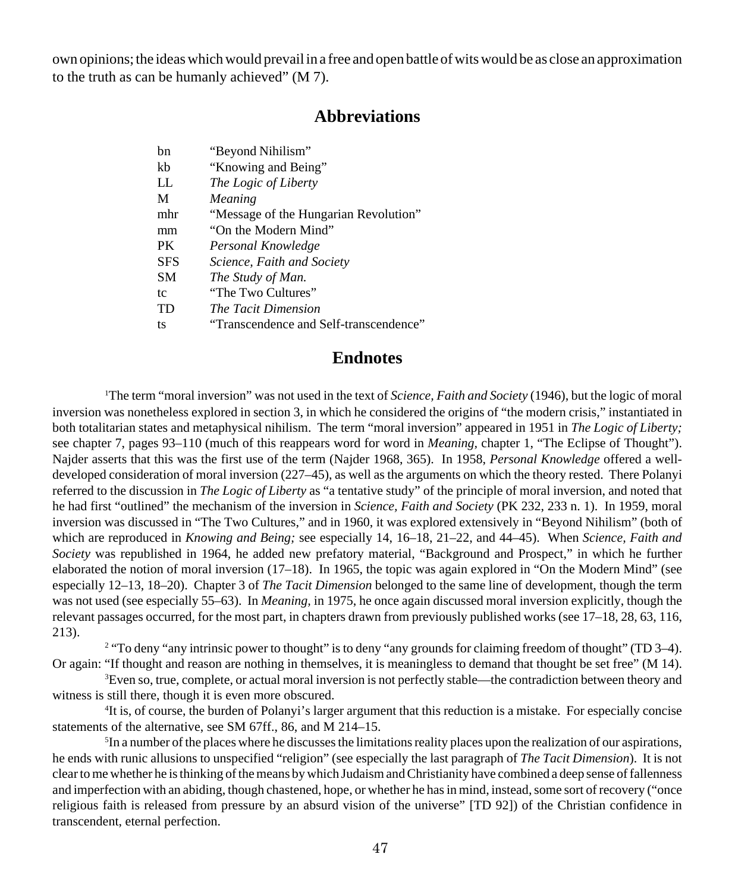own opinions; the ideas which would prevail in a free and open battle of wits would be as close an approximation to the truth as can be humanly achieved" (M 7).

## Abbreviations

| | |
|---|---|
| bn | "Beyond Nihilism" |
| kb | "Knowing and Being" |
| LL | *The Logic of Liberty* |
| M | *Meaning* |
| mhr | "Message of the Hungarian Revolution" |
| mm | "On the Modern Mind" |
| PK | *Personal Knowledge* |
| SFS | *Science, Faith and Society* |
| SM | *The Study of Man.* |
| tc | "The Two Cultures" |
| TD | *The Tacit Dimension* |
| ts | "Transcendence and Self-transcendence" |

## Endnotes

[1]The term "moral inversion" was not used in the text of *Science, Faith and Society* (1946), but the logic of moral inversion was nonetheless explored in section 3, in which he considered the origins of "the modern crisis," instantiated in both totalitarian states and metaphysical nihilism. The term "moral inversion" appeared in 1951 in *The Logic of Liberty;* see chapter 7, pages 93–110 (much of this reappears word for word in *Meaning*, chapter 1, "The Eclipse of Thought"). Najder asserts that this was the first use of the term (Najder 1968, 365). In 1958, *Personal Knowledge* offered a well-developed consideration of moral inversion (227–45), as well as the arguments on which the theory rested. There Polanyi referred to the discussion in *The Logic of Liberty* as "a tentative study" of the principle of moral inversion, and noted that he had first "outlined" the mechanism of the inversion in *Science, Faith and Society* (PK 232, 233 n. 1). In 1959, moral inversion was discussed in "The Two Cultures," and in 1960, it was explored extensively in "Beyond Nihilism" (both of which are reproduced in *Knowing and Being;* see especially 14, 16–18, 21–22, and 44–45). When *Science, Faith and Society* was republished in 1964, he added new prefatory material, "Background and Prospect," in which he further elaborated the notion of moral inversion (17–18). In 1965, the topic was again explored in "On the Modern Mind" (see especially 12–13, 18–20). Chapter 3 of *The Tacit Dimension* belonged to the same line of development, though the term was not used (see especially 55–63). In *Meaning*, in 1975, he once again discussed moral inversion explicitly, though the relevant passages occurred, for the most part, in chapters drawn from previously published works (see 17–18, 28, 63, 116, 213).

[2] "To deny "any intrinsic power to thought" is to deny "any grounds for claiming freedom of thought" (TD 3–4). Or again: "If thought and reason are nothing in themselves, it is meaningless to demand that thought be set free" (M 14).

[3]Even so, true, complete, or actual moral inversion is not perfectly stable—the contradiction between theory and witness is still there, though it is even more obscured.

[4]It is, of course, the burden of Polanyi's larger argument that this reduction is a mistake. For especially concise statements of the alternative, see SM 67ff., 86, and M 214–15.

[5]In a number of the places where he discusses the limitations reality places upon the realization of our aspirations, he ends with runic allusions to unspecified "religion" (see especially the last paragraph of *The Tacit Dimension*). It is not clear to me whether he is thinking of the means by which Judaism and Christianity have combined a deep sense of fallenness and imperfection with an abiding, though chastened, hope, or whether he has in mind, instead, some sort of recovery ("once religious faith is released from pressure by an absurd vision of the universe" [TD 92]) of the Christian confidence in transcendent, eternal perfection.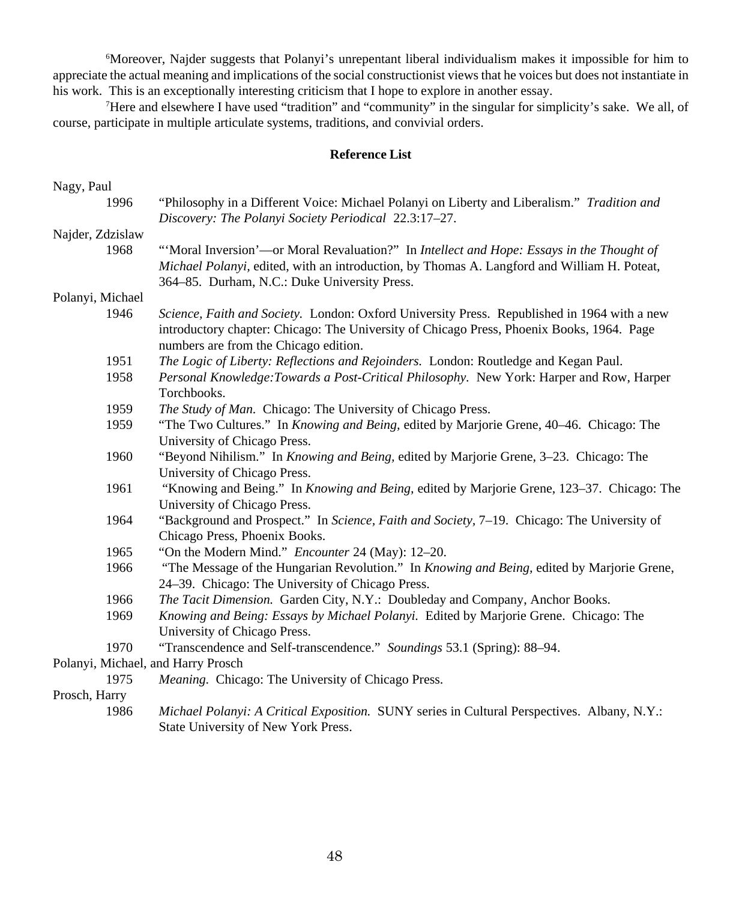[6]Moreover, Najder suggests that Polanyi's unrepentant liberal individualism makes it impossible for him to appreciate the actual meaning and implications of the social constructionist views that he voices but does not instantiate in his work. This is an exceptionally interesting criticism that I hope to explore in another essay.

[7]Here and elsewhere I have used "tradition" and "community" in the singular for simplicity's sake. We all, of course, participate in multiple articulate systems, traditions, and convivial orders.

## Reference List

Nagy, Paul

1996 "Philosophy in a Different Voice: Michael Polanyi on Liberty and Liberalism." *Tradition and Discovery: The Polanyi Society Periodical* 22.3:17–27.

Najder, Zdzislaw

1968 "'Moral Inversion'—or Moral Revaluation?" In *Intellect and Hope: Essays in the Thought of Michael Polanyi,* edited, with an introduction, by Thomas A. Langford and William H. Poteat, 364–85. Durham, N.C.: Duke University Press.

Polanyi, Michael

1946 *Science, Faith and Society.* London: Oxford University Press. Republished in 1964 with a new introductory chapter: Chicago: The University of Chicago Press, Phoenix Books, 1964. Page numbers are from the Chicago edition.

1951 *The Logic of Liberty: Reflections and Rejoinders.* London: Routledge and Kegan Paul.

1958 *Personal Knowledge:Towards a Post-Critical Philosophy*. New York: Harper and Row, Harper Torchbooks.

1959 *The Study of Man.* Chicago: The University of Chicago Press.

1959 "The Two Cultures." In *Knowing and Being,* edited by Marjorie Grene, 40–46. Chicago: The University of Chicago Press.

1960 "Beyond Nihilism." In *Knowing and Being,* edited by Marjorie Grene, 3–23. Chicago: The University of Chicago Press.

1961 "Knowing and Being." In *Knowing and Being,* edited by Marjorie Grene, 123–37. Chicago: The University of Chicago Press.

1964 "Background and Prospect." In *Science, Faith and Society,* 7–19. Chicago: The University of Chicago Press, Phoenix Books.

1965 "On the Modern Mind." *Encounter* 24 (May): 12–20.

1966 "The Message of the Hungarian Revolution." In *Knowing and Being,* edited by Marjorie Grene, 24–39. Chicago: The University of Chicago Press.

1966 *The Tacit Dimension.* Garden City, N.Y.: Doubleday and Company, Anchor Books.

1969 *Knowing and Being: Essays by Michael Polanyi.* Edited by Marjorie Grene. Chicago: The University of Chicago Press.

1970 "Transcendence and Self-transcendence." *Soundings* 53.1 (Spring): 88–94.

Polanyi, Michael, and Harry Prosch

1975 *Meaning.* Chicago: The University of Chicago Press.

Prosch, Harry

1986 *Michael Polanyi: A Critical Exposition.* SUNY series in Cultural Perspectives. Albany, N.Y.: State University of New York Press.